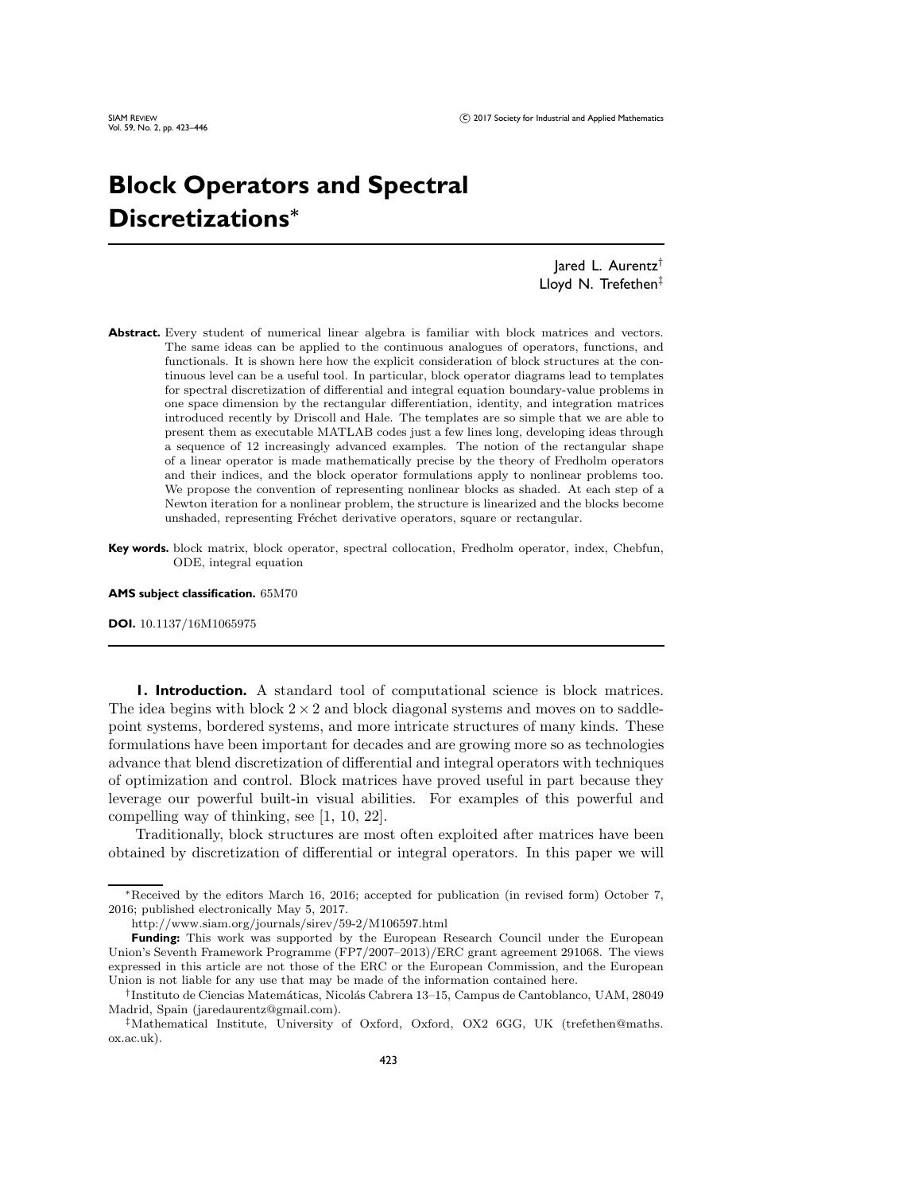# Block Operators and Spectral Discretizations*

Jared L. Aurentz[†]
Lloyd N. Trefethen[‡]

**Abstract.** Every student of numerical linear algebra is familiar with block matrices and vectors. The same ideas can be applied to the continuous analogues of operators, functions, and functionals. It is shown here how the explicit consideration of block structures at the continuous level can be a useful tool. In particular, block operator diagrams lead to templates for spectral discretization of differential and integral equation boundary-value problems in one space dimension by the rectangular differentiation, identity, and integration matrices introduced recently by Driscoll and Hale. The templates are so simple that we are able to present them as executable MATLAB codes just a few lines long, developing ideas through a sequence of 12 increasingly advanced examples. The notion of the rectangular shape of a linear operator is made mathematically precise by the theory of Fredholm operators and their indices, and the block operator formulations apply to nonlinear problems too. We propose the convention of representing nonlinear blocks as shaded. At each step of a Newton iteration for a nonlinear problem, the structure is linearized and the blocks become unshaded, representing Fréchet derivative operators, square or rectangular.

**Key words.** block matrix, block operator, spectral collocation, Fredholm operator, index, Chebfun, ODE, integral equation

**AMS subject classification.** 65M70

**DOI.** 10.1137/16M1065975

## 1. Introduction.

A standard tool of computational science is block matrices. The idea begins with block $2 \times 2$ and block diagonal systems and moves on to saddle-point systems, bordered systems, and more intricate structures of many kinds. These formulations have been important for decades and are growing more so as technologies advance that blend discretization of differential and integral operators with techniques of optimization and control. Block matrices have proved useful in part because they leverage our powerful built-in visual abilities. For examples of this powerful and compelling way of thinking, see [1, 10, 22].

Traditionally, block structures are most often exploited after matrices have been obtained by discretization of differential or integral operators. In this paper we will

---

*Received by the editors March 16, 2016; accepted for publication (in revised form) October 7, 2016; published electronically May 5, 2017.

http://www.siam.org/journals/sirev/59-2/M106597.html

**Funding:** This work was supported by the European Research Council under the European Union's Seventh Framework Programme (FP7/2007–2013)/ERC grant agreement 291068. The views expressed in this article are not those of the ERC or the European Commission, and the European Union is not liable for any use that may be made of the information contained here.

[†]Instituto de Ciencias Matemáticas, Nicolás Cabrera 13–15, Campus de Cantoblanco, UAM, 28049 Madrid, Spain (jaredaurentz@gmail.com).

[‡]Mathematical Institute, University of Oxford, Oxford, OX2 6GG, UK (trefethen@maths.ox.ac.uk).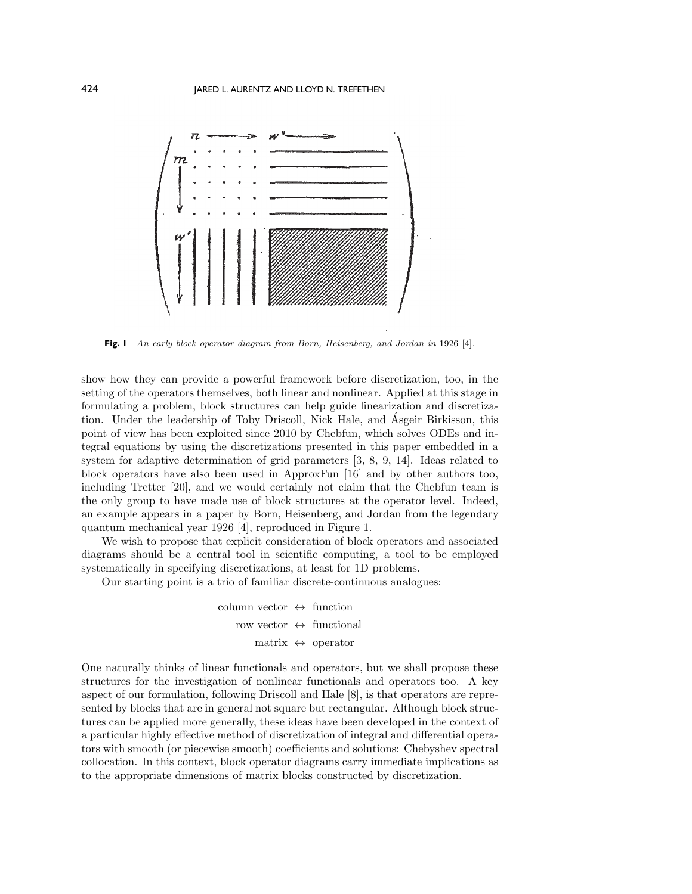Fig. 1 *An early block operator diagram from Born, Heisenberg, and Jordan in* 1926 [4].

show how they can provide a powerful framework before discretization, too, in the setting of the operators themselves, both linear and nonlinear. Applied at this stage in formulating a problem, block structures can help guide linearization and discretization. Under the leadership of Toby Driscoll, Nick Hale, and Ásgeir Birkisson, this point of view has been exploited since 2010 by Chebfun, which solves ODEs and integral equations by using the discretizations presented in this paper embedded in a system for adaptive determination of grid parameters [3, 8, 9, 14]. Ideas related to block operators have also been used in ApproxFun [16] and by other authors too, including Tretter [20], and we would certainly not claim that the Chebfun team is the only group to have made use of block structures at the operator level. Indeed, an example appears in a paper by Born, Heisenberg, and Jordan from the legendary quantum mechanical year 1926 [4], reproduced in Figure 1.

We wish to propose that explicit consideration of block operators and associated diagrams should be a central tool in scientific computing, a tool to be employed systematically in specifying discretizations, at least for 1D problems.

Our starting point is a trio of familiar discrete-continuous analogues:

$$
\begin{aligned}
\text{column vector} &\leftrightarrow \text{function} \\
\text{row vector} &\leftrightarrow \text{functional} \\
\text{matrix} &\leftrightarrow \text{operator}
\end{aligned}
$$

One naturally thinks of linear functionals and operators, but we shall propose these structures for the investigation of nonlinear functionals and operators too. A key aspect of our formulation, following Driscoll and Hale [8], is that operators are represented by blocks that are in general not square but rectangular. Although block structures can be applied more generally, these ideas have been developed in the context of a particular highly effective method of discretization of integral and differential operators with smooth (or piecewise smooth) coefficients and solutions: Chebyshev spectral collocation. In this context, block operator diagrams carry immediate implications as to the appropriate dimensions of matrix blocks constructed by discretization.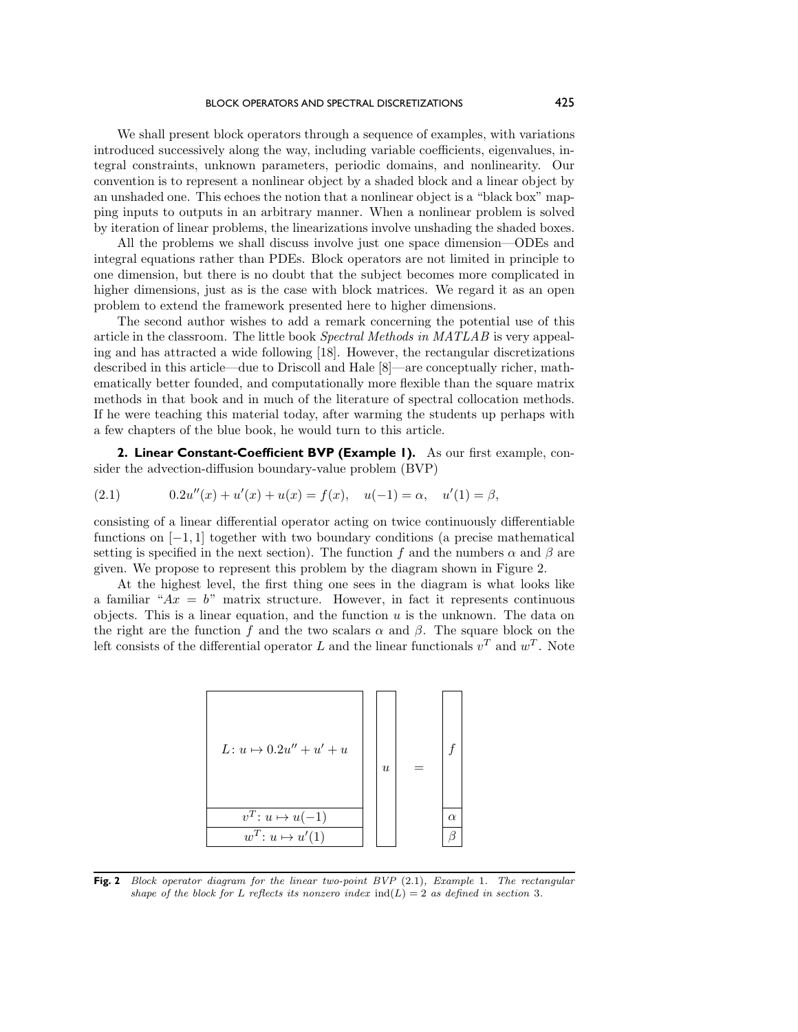We shall present block operators through a sequence of examples, with variations introduced successively along the way, including variable coefficients, eigenvalues, integral constraints, unknown parameters, periodic domains, and nonlinearity. Our convention is to represent a nonlinear object by a shaded block and a linear object by an unshaded one. This echoes the notion that a nonlinear object is a "black box" mapping inputs to outputs in an arbitrary manner. When a nonlinear problem is solved by iteration of linear problems, the linearizations involve unshading the shaded boxes.

All the problems we shall discuss involve just one space dimension—ODEs and integral equations rather than PDEs. Block operators are not limited in principle to one dimension, but there is no doubt that the subject becomes more complicated in higher dimensions, just as is the case with block matrices. We regard it as an open problem to extend the framework presented here to higher dimensions.

The second author wishes to add a remark concerning the potential use of this article in the classroom. The little book *Spectral Methods in MATLAB* is very appealing and has attracted a wide following [18]. However, the rectangular discretizations described in this article—due to Driscoll and Hale [8]—are conceptually richer, mathematically better founded, and computationally more flexible than the square matrix methods in that book and in much of the literature of spectral collocation methods. If he were teaching this material today, after warming the students up perhaps with a few chapters of the blue book, he would turn to this article.

## 2. Linear Constant-Coefficient BVP (Example 1).

As our first example, consider the advection-diffusion boundary-value problem (BVP)

$$0.2u''(x) + u'(x) + u(x) = f(x), \quad u(-1) = \alpha, \quad u'(1) = \beta, \tag{2.1}$$

consisting of a linear differential operator acting on twice continuously differentiable functions on $[-1, 1]$ together with two boundary conditions (a precise mathematical setting is specified in the next section). The function $f$ and the numbers $\alpha$ and $\beta$ are given. We propose to represent this problem by the diagram shown in Figure 2.

At the highest level, the first thing one sees in the diagram is what looks like a familiar "$Ax = b$" matrix structure. However, in fact it represents continuous objects. This is a linear equation, and the function $u$ is the unknown. The data on the right are the function $f$ and the two scalars $\alpha$ and $\beta$. The square block on the left consists of the differential operator $L$ and the linear functionals $v^T$ and $w^T$. Note

$$\begin{bmatrix} L\colon u \mapsto 0.2u'' + u' + u \\ v^T\colon u \mapsto u(-1) \\ w^T\colon u \mapsto u'(1) \end{bmatrix} \begin{bmatrix} u \end{bmatrix} = \begin{bmatrix} f \\ \alpha \\ \beta \end{bmatrix}$$

**Fig. 2** *Block operator diagram for the linear two-point BVP* (2.1)*, Example* 1*. The rectangular shape of the block for $L$ reflects its nonzero index* $\text{ind}(L) = 2$ *as defined in section* 3*.*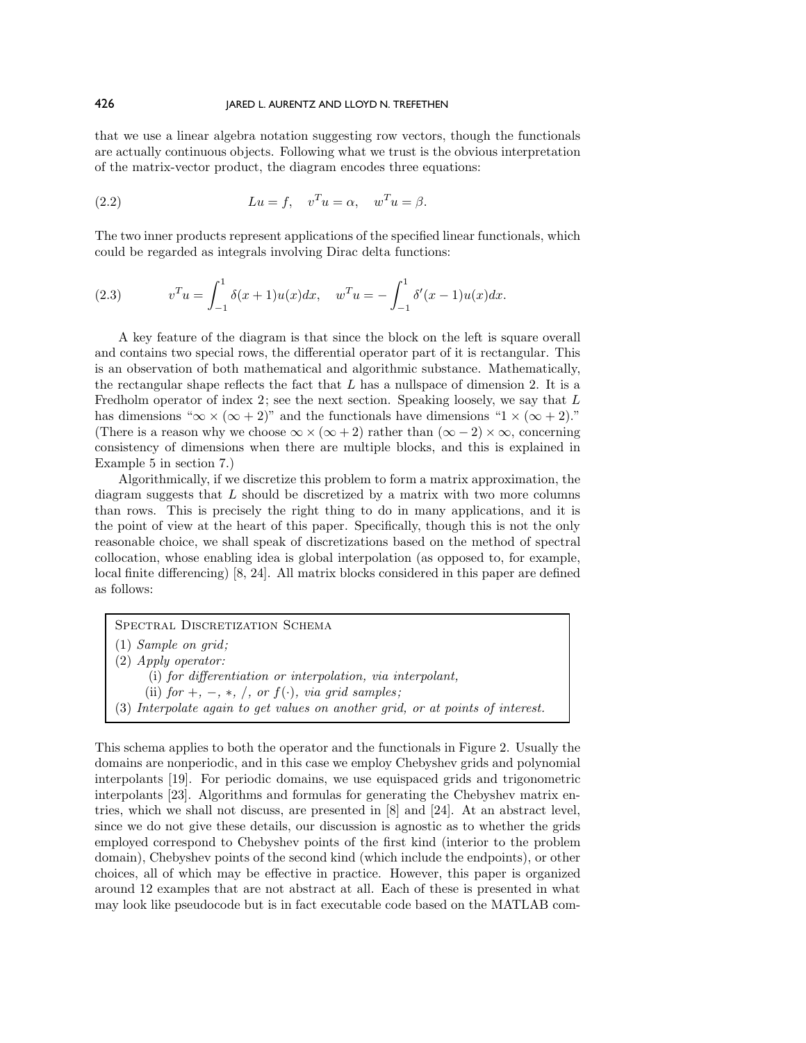that we use a linear algebra notation suggesting row vectors, though the functionals are actually continuous objects. Following what we trust is the obvious interpretation of the matrix-vector product, the diagram encodes three equations:

$$Lu = f, \quad v^T u = \alpha, \quad w^T u = \beta. \tag{2.2}$$

The two inner products represent applications of the specified linear functionals, which could be regarded as integrals involving Dirac delta functions:

$$v^T u = \int_{-1}^{1} \delta(x+1) u(x) dx, \quad w^T u = -\int_{-1}^{1} \delta'(x-1) u(x) dx. \tag{2.3}$$

A key feature of the diagram is that since the block on the left is square overall and contains two special rows, the differential operator part of it is rectangular. This is an observation of both mathematical and algorithmic substance. Mathematically, the rectangular shape reflects the fact that $L$ has a nullspace of dimension 2. It is a Fredholm operator of index 2; see the next section. Speaking loosely, we say that $L$ has dimensions "$\infty \times (\infty + 2)$" and the functionals have dimensions "$1 \times (\infty + 2)$." (There is a reason why we choose $\infty \times (\infty + 2)$ rather than $(\infty - 2) \times \infty$, concerning consistency of dimensions when there are multiple blocks, and this is explained in Example 5 in section 7.)

Algorithmically, if we discretize this problem to form a matrix approximation, the diagram suggests that $L$ should be discretized by a matrix with two more columns than rows. This is precisely the right thing to do in many applications, and it is the point of view at the heart of this paper. Specifically, though this is not the only reasonable choice, we shall speak of discretizations based on the method of spectral collocation, whose enabling idea is global interpolation (as opposed to, for example, local finite differencing) [8, 24]. All matrix blocks considered in this paper are defined as follows:

> Spectral Discretization Schema
> (1) *Sample on grid;*
> (2) *Apply operator:*
> (i) *for differentiation or interpolation, via interpolant,*
> (ii) *for* $+, -, *, /,$ *or* $f(\cdot)$*, via grid samples;*
> (3) *Interpolate again to get values on another grid, or at points of interest.*

This schema applies to both the operator and the functionals in Figure 2. Usually the domains are nonperiodic, and in this case we employ Chebyshev grids and polynomial interpolants [19]. For periodic domains, we use equispaced grids and trigonometric interpolants [23]. Algorithms and formulas for generating the Chebyshev matrix entries, which we shall not discuss, are presented in [8] and [24]. At an abstract level, since we do not give these details, our discussion is agnostic as to whether the grids employed correspond to Chebyshev points of the first kind (interior to the problem domain), Chebyshev points of the second kind (which include the endpoints), or other choices, all of which may be effective in practice. However, this paper is organized around 12 examples that are not abstract at all. Each of these is presented in what may look like pseudocode but is in fact executable code based on the MATLAB com-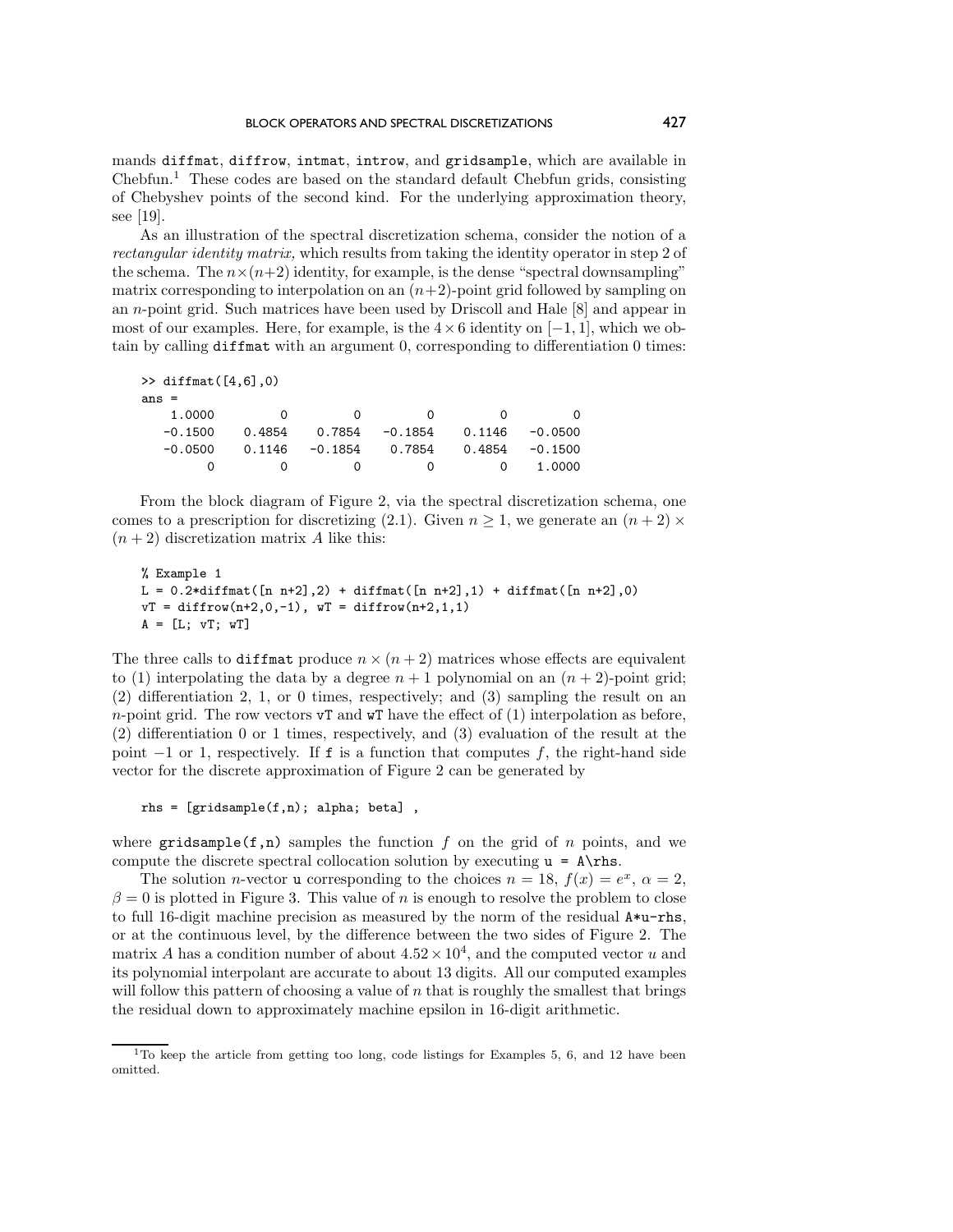mands `diffmat`, `diffrow`, `intmat`, `introw`, and `gridsample`, which are available in Chebfun.[1] These codes are based on the standard default Chebfun grids, consisting of Chebyshev points of the second kind. For the underlying approximation theory, see [19].

As an illustration of the spectral discretization schema, consider the notion of a *rectangular identity matrix,* which results from taking the identity operator in step 2 of the schema. The $n \times (n+2)$ identity, for example, is the dense "spectral downsampling" matrix corresponding to interpolation on an $(n+2)$-point grid followed by sampling on an $n$-point grid. Such matrices have been used by Driscoll and Hale [8] and appear in most of our examples. Here, for example, is the $4 \times 6$ identity on $[-1, 1]$, which we obtain by calling `diffmat` with an argument 0, corresponding to differentiation 0 times:

```
>> diffmat([4,6],0)
ans =
    1.0000         0         0         0         0         0
   -0.1500    0.4854    0.7854   -0.1854    0.1146   -0.0500
   -0.0500    0.1146   -0.1854    0.7854    0.4854   -0.1500
         0         0         0         0         0    1.0000
```

From the block diagram of Figure 2, via the spectral discretization schema, one comes to a prescription for discretizing (2.1). Given $n \geq 1$, we generate an $(n+2) \times (n+2)$ discretization matrix $A$ like this:

```
% Example 1
L = 0.2*diffmat([n n+2],2) + diffmat([n n+2],1) + diffmat([n n+2],0)
vT = diffrow(n+2,0,-1), wT = diffrow(n+2,1,1)
A = [L; vT; wT]
```

The three calls to `diffmat` produce $n \times (n+2)$ matrices whose effects are equivalent to (1) interpolating the data by a degree $n+1$ polynomial on an $(n+2)$-point grid; (2) differentiation 2, 1, or 0 times, respectively; and (3) sampling the result on an $n$-point grid. The row vectors `vT` and `wT` have the effect of (1) interpolation as before, (2) differentiation 0 or 1 times, respectively, and (3) evaluation of the result at the point $-1$ or 1, respectively. If `f` is a function that computes $f$, the right-hand side vector for the discrete approximation of Figure 2 can be generated by

```
rhs = [gridsample(f,n); alpha; beta] ,
```

where `gridsample(f,n)` samples the function $f$ on the grid of $n$ points, and we compute the discrete spectral collocation solution by executing `u = A\rhs`.

The solution $n$-vector `u` corresponding to the choices $n = 18$, $f(x) = e^x$, $\alpha = 2$, $\beta = 0$ is plotted in Figure 3. This value of $n$ is enough to resolve the problem to close to full 16-digit machine precision as measured by the norm of the residual `A*u-rhs`, or at the continuous level, by the difference between the two sides of Figure 2. The matrix $A$ has a condition number of about $4.52 \times 10^4$, and the computed vector $u$ and its polynomial interpolant are accurate to about 13 digits. All our computed examples will follow this pattern of choosing a value of $n$ that is roughly the smallest that brings the residual down to approximately machine epsilon in 16-digit arithmetic.

[1] To keep the article from getting too long, code listings for Examples 5, 6, and 12 have been omitted.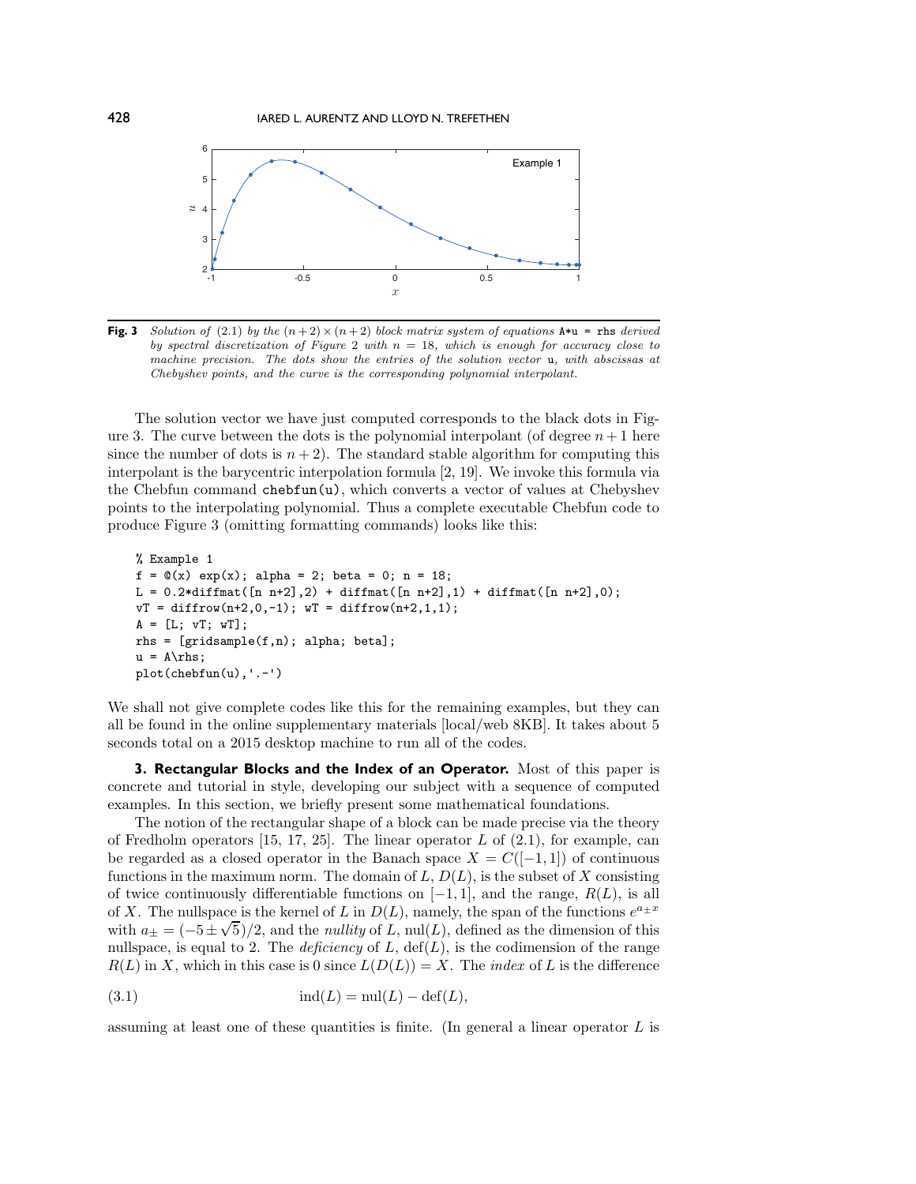**Fig. 3** *Solution of* (2.1) *by the* $(n+2)\times(n+2)$ *block matrix system of equations* `A*u = rhs` *derived by spectral discretization of Figure* 2 *with* $n = 18$*, which is enough for accuracy close to machine precision. The dots show the entries of the solution vector* `u`*, with abscissas at Chebyshev points, and the curve is the corresponding polynomial interpolant.*

The solution vector we have just computed corresponds to the black dots in Figure 3. The curve between the dots is the polynomial interpolant (of degree $n+1$ here since the number of dots is $n+2$). The standard stable algorithm for computing this interpolant is the barycentric interpolation formula [2, 19]. We invoke this formula via the Chebfun command `chebfun(u)`, which converts a vector of values at Chebyshev points to the interpolating polynomial. Thus a complete executable Chebfun code to produce Figure 3 (omitting formatting commands) looks like this:

```
% Example 1
f = @(x) exp(x); alpha = 2; beta = 0; n = 18;
L = 0.2*diffmat([n n+2],2) + diffmat([n n+2],1) + diffmat([n n+2],0);
vT = diffrow(n+2,0,-1); wT = diffrow(n+2,1,1);
A = [L; vT; wT];
rhs = [gridsample(f,n); alpha; beta];
u = A\rhs;
plot(chebfun(u),'.-')
```

We shall not give complete codes like this for the remaining examples, but they can all be found in the online supplementary materials [local/web 8KB]. It takes about 5 seconds total on a 2015 desktop machine to run all of the codes.

## 3. Rectangular Blocks and the Index of an Operator.

Most of this paper is concrete and tutorial in style, developing our subject with a sequence of computed examples. In this section, we briefly present some mathematical foundations.

The notion of the rectangular shape of a block can be made precise via the theory of Fredholm operators [15, 17, 25]. The linear operator $L$ of (2.1), for example, can be regarded as a closed operator in the Banach space $X = C([-1,1])$ of continuous functions in the maximum norm. The domain of $L$, $D(L)$, is the subset of $X$ consisting of twice continuously differentiable functions on $[-1,1]$, and the range, $R(L)$, is all of $X$. The nullspace is the kernel of $L$ in $D(L)$, namely, the span of the functions $e^{a_\pm x}$ with $a_\pm = (-5\pm\sqrt{5})/2$, and the *nullity* of $L$, $\text{nul}(L)$, defined as the dimension of this nullspace, is equal to 2. The *deficiency* of $L$, $\text{def}(L)$, is the codimension of the range $R(L)$ in $X$, which in this case is 0 since $L(D(L)) = X$. The *index* of $L$ is the difference

$$\text{ind}(L) = \text{nul}(L) - \text{def}(L), \tag{3.1}$$

assuming at least one of these quantities is finite. (In general a linear operator $L$ is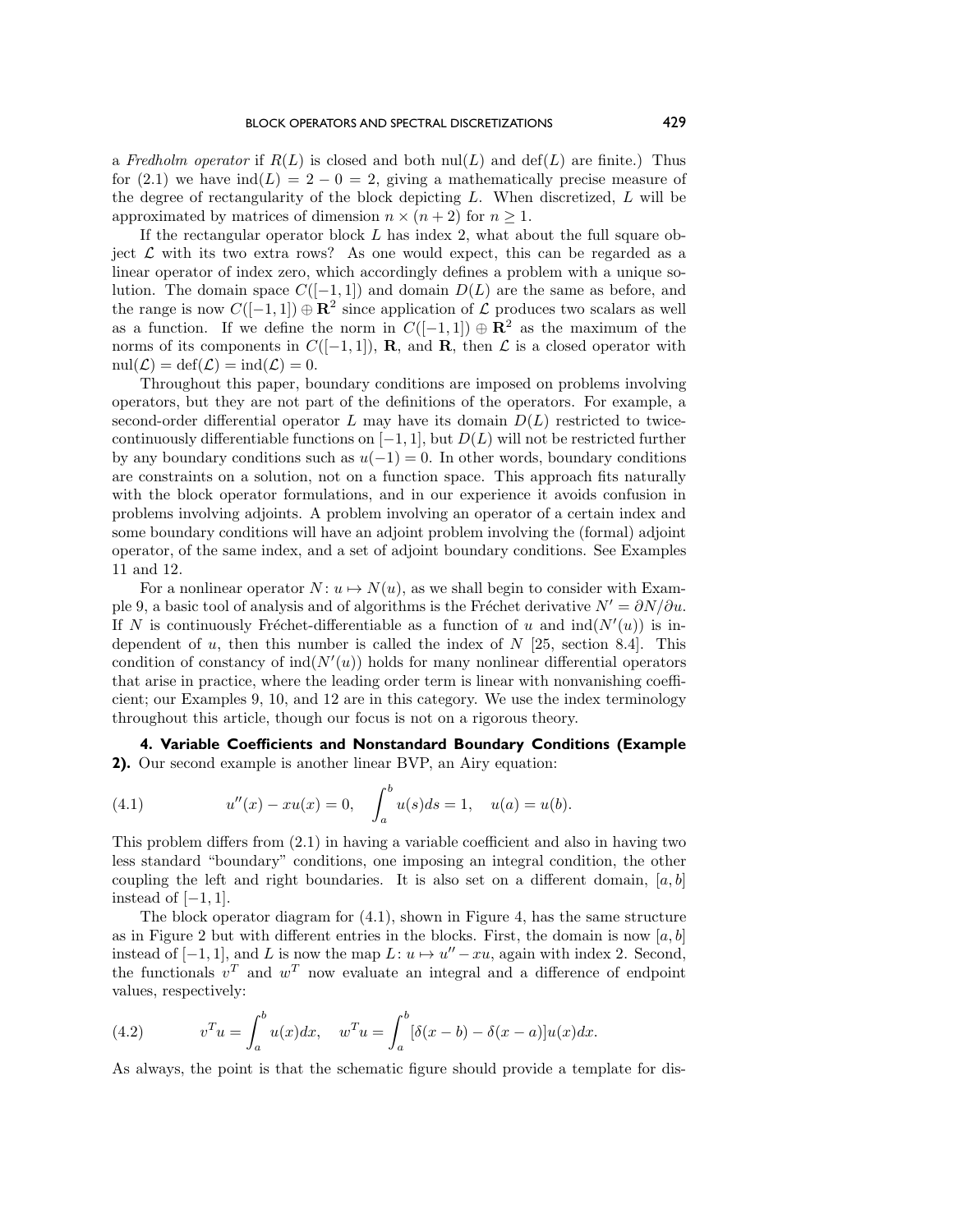a *Fredholm operator* if $R(L)$ is closed and both $\mathrm{nul}(L)$ and $\mathrm{def}(L)$ are finite.) Thus for (2.1) we have $\mathrm{ind}(L) = 2 - 0 = 2$, giving a mathematically precise measure of the degree of rectangularity of the block depicting $L$. When discretized, $L$ will be approximated by matrices of dimension $n \times (n+2)$ for $n \geq 1$.

If the rectangular operator block $L$ has index 2, what about the full square object $\mathcal{L}$ with its two extra rows? As one would expect, this can be regarded as a linear operator of index zero, which accordingly defines a problem with a unique solution. The domain space $C([-1,1])$ and domain $D(L)$ are the same as before, and the range is now $C([-1,1]) \oplus \mathbf{R}^2$ since application of $\mathcal{L}$ produces two scalars as well as a function. If we define the norm in $C([-1,1]) \oplus \mathbf{R}^2$ as the maximum of the norms of its components in $C([-1,1])$, $\mathbf{R}$, and $\mathbf{R}$, then $\mathcal{L}$ is a closed operator with $\mathrm{nul}(\mathcal{L}) = \mathrm{def}(\mathcal{L}) = \mathrm{ind}(\mathcal{L}) = 0$.

Throughout this paper, boundary conditions are imposed on problems involving operators, but they are not part of the definitions of the operators. For example, a second-order differential operator $L$ may have its domain $D(L)$ restricted to twice-continuously differentiable functions on $[-1,1]$, but $D(L)$ will not be restricted further by any boundary conditions such as $u(-1) = 0$. In other words, boundary conditions are constraints on a solution, not on a function space. This approach fits naturally with the block operator formulations, and in our experience it avoids confusion in problems involving adjoints. A problem involving an operator of a certain index and some boundary conditions will have an adjoint problem involving the (formal) adjoint operator, of the same index, and a set of adjoint boundary conditions. See Examples 11 and 12.

For a nonlinear operator $N\colon u \mapsto N(u)$, as we shall begin to consider with Example 9, a basic tool of analysis and of algorithms is the Fréchet derivative $N' = \partial N/\partial u$. If $N$ is continuously Fréchet-differentiable as a function of $u$ and $\mathrm{ind}(N'(u))$ is independent of $u$, then this number is called the index of $N$ [25, section 8.4]. This condition of constancy of $\mathrm{ind}(N'(u))$ holds for many nonlinear differential operators that arise in practice, where the leading order term is linear with nonvanishing coefficient; our Examples 9, 10, and 12 are in this category. We use the index terminology throughout this article, though our focus is not on a rigorous theory.

## 4. Variable Coefficients and Nonstandard Boundary Conditions (Example 2).

Our second example is another linear BVP, an Airy equation:

$$u''(x) - xu(x) = 0, \quad \int_a^b u(s)ds = 1, \quad u(a) = u(b). \tag{4.1}$$

This problem differs from (2.1) in having a variable coefficient and also in having two less standard "boundary" conditions, one imposing an integral condition, the other coupling the left and right boundaries. It is also set on a different domain, $[a,b]$ instead of $[-1,1]$.

The block operator diagram for (4.1), shown in Figure 4, has the same structure as in Figure 2 but with different entries in the blocks. First, the domain is now $[a,b]$ instead of $[-1,1]$, and $L$ is now the map $L\colon u \mapsto u'' - xu$, again with index 2. Second, the functionals $v^T$ and $w^T$ now evaluate an integral and a difference of endpoint values, respectively:

$$v^T u = \int_a^b u(x)dx, \quad w^T u = \int_a^b [\delta(x-b) - \delta(x-a)]u(x)dx. \tag{4.2}$$

As always, the point is that the schematic figure should provide a template for dis-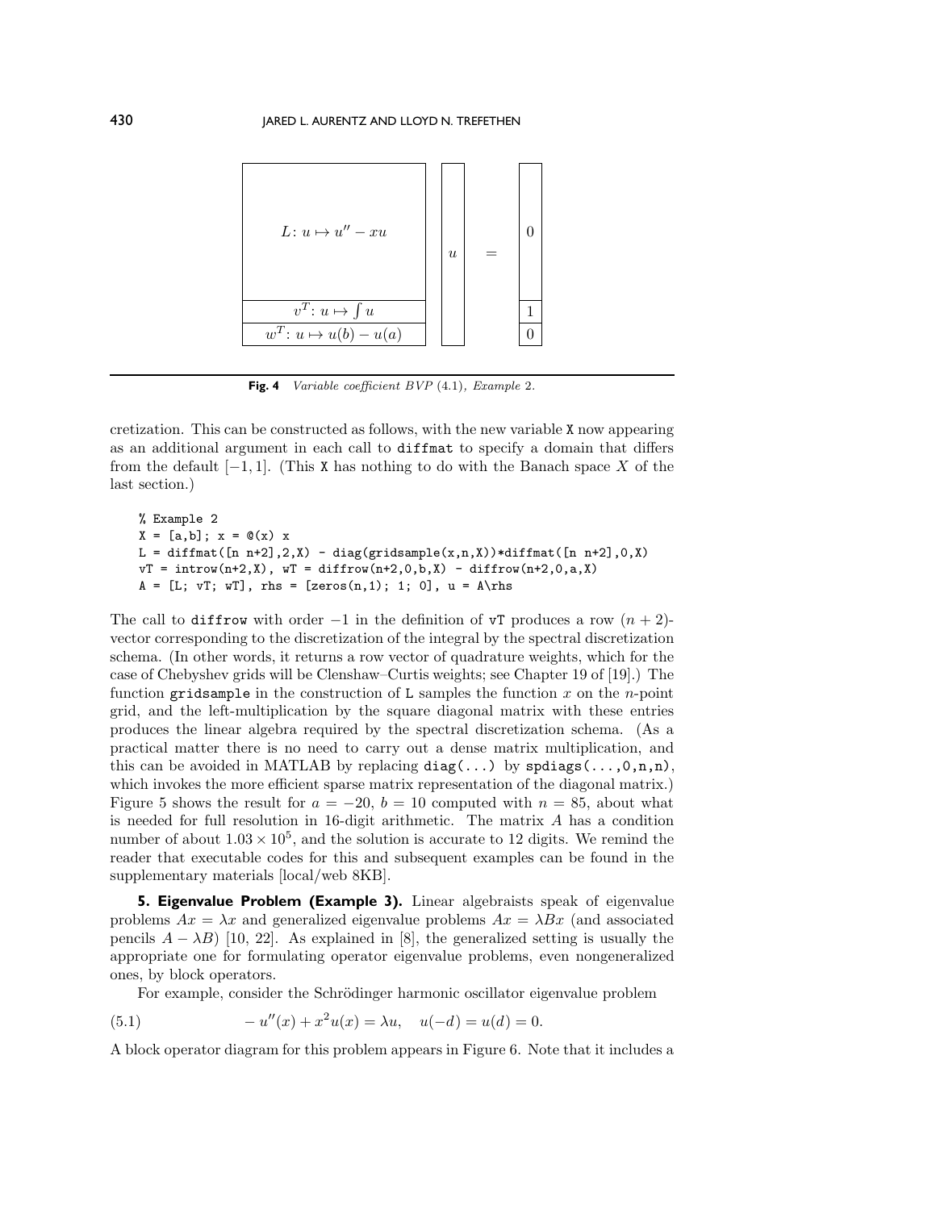$$
\begin{bmatrix} L\colon u \mapsto u'' - xu \\ \hline v^T\colon u \mapsto \int u \\ \hline w^T\colon u \mapsto u(b) - u(a) \end{bmatrix}
\begin{bmatrix} u \end{bmatrix}
=
\begin{bmatrix} 0 \\ \hline 1 \\ \hline 0 \end{bmatrix}
$$

**Fig. 4** *Variable coefficient BVP* (4.1), *Example* 2.

cretization. This can be constructed as follows, with the new variable `X` now appearing as an additional argument in each call to `diffmat` to specify a domain that differs from the default $[-1, 1]$. (This `X` has nothing to do with the Banach space $X$ of the last section.)

```
% Example 2
X = [a,b]; x = @(x) x
L = diffmat([n n+2],2,X) - diag(gridsample(x,n,X))*diffmat([n n+2],0,X)
vT = introw(n+2,X), wT = diffrow(n+2,0,b,X) - diffrow(n+2,0,a,X)
A = [L; vT; wT], rhs = [zeros(n,1); 1; 0], u = A\rhs
```

The call to `diffrow` with order $-1$ in the definition of `vT` produces a row $(n+2)$-vector corresponding to the discretization of the integral by the spectral discretization schema. (In other words, it returns a row vector of quadrature weights, which for the case of Chebyshev grids will be Clenshaw–Curtis weights; see Chapter 19 of [19].) The function `gridsample` in the construction of `L` samples the function $x$ on the $n$-point grid, and the left-multiplication by the square diagonal matrix with these entries produces the linear algebra required by the spectral discretization schema. (As a practical matter there is no need to carry out a dense matrix multiplication, and this can be avoided in MATLAB by replacing `diag(...)` by `spdiags(...,0,n,n)`, which invokes the more efficient sparse matrix representation of the diagonal matrix.) Figure 5 shows the result for $a = -20$, $b = 10$ computed with $n = 85$, about what is needed for full resolution in 16-digit arithmetic. The matrix $A$ has a condition number of about $1.03 \times 10^5$, and the solution is accurate to 12 digits. We remind the reader that executable codes for this and subsequent examples can be found in the supplementary materials [local/web 8KB].

## 5. Eigenvalue Problem (Example 3).

Linear algebraists speak of eigenvalue problems $Ax = \lambda x$ and generalized eigenvalue problems $Ax = \lambda Bx$ (and associated pencils $A - \lambda B$) [10, 22]. As explained in [8], the generalized setting is usually the appropriate one for formulating operator eigenvalue problems, even nongeneralized ones, by block operators.

For example, consider the Schrödinger harmonic oscillator eigenvalue problem

$$
-u''(x) + x^2 u(x) = \lambda u, \quad u(-d) = u(d) = 0. \tag{5.1}
$$

A block operator diagram for this problem appears in Figure 6. Note that it includes a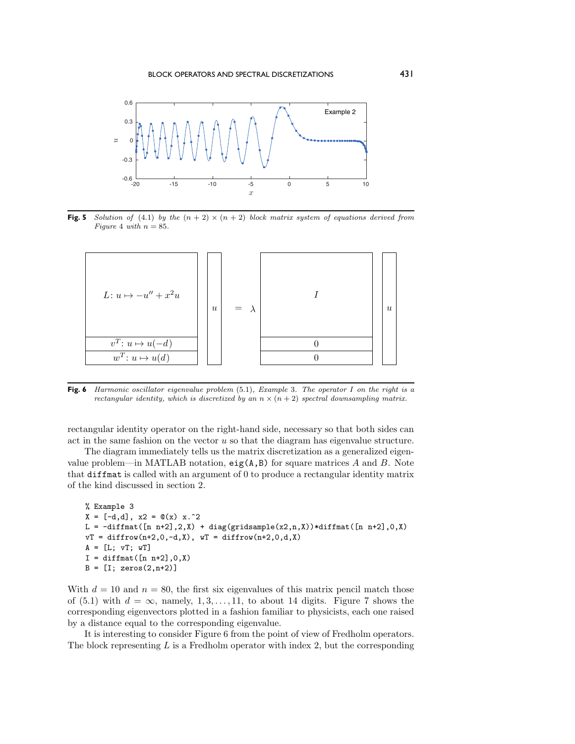**Fig. 5** *Solution of* (4.1) *by the* $(n+2) \times (n+2)$ *block matrix system of equations derived from Figure* 4 *with* $n = 85$.

$$
\begin{bmatrix} L\colon u \mapsto -u'' + x^2 u \\ \hline v^T\colon u \mapsto u(-d) \\ \hline w^T\colon u \mapsto u(d) \end{bmatrix}
\begin{bmatrix} u \end{bmatrix}
= \lambda
\begin{bmatrix} I \\ \hline 0 \\ \hline 0 \end{bmatrix}
\begin{bmatrix} u \end{bmatrix}
$$

**Fig. 6** *Harmonic oscillator eigenvalue problem* (5.1), *Example* 3. *The operator* $I$ *on the right is a rectangular identity, which is discretized by an* $n \times (n+2)$ *spectral downsampling matrix.*

rectangular identity operator on the right-hand side, necessary so that both sides can act in the same fashion on the vector $u$ so that the diagram has eigenvalue structure.

The diagram immediately tells us the matrix discretization as a generalized eigenvalue problem—in MATLAB notation, `eig(A,B)` for square matrices $A$ and $B$. Note that `diffmat` is called with an argument of 0 to produce a rectangular identity matrix of the kind discussed in section 2.

```
% Example 3
X = [-d,d], x2 = @(x) x.^2
L = -diffmat([n n+2],2,X) + diag(gridsample(x2,n,X))*diffmat([n n+2],0,X)
vT = diffrow(n+2,0,-d,X), wT = diffrow(n+2,0,d,X)
A = [L; vT; wT]
I = diffmat([n n+2],0,X)
B = [I; zeros(2,n+2)]
```

With $d = 10$ and $n = 80$, the first six eigenvalues of this matrix pencil match those of (5.1) with $d = \infty$, namely, $1, 3, \ldots, 11$, to about 14 digits. Figure 7 shows the corresponding eigenvectors plotted in a fashion familiar to physicists, each one raised by a distance equal to the corresponding eigenvalue.

It is interesting to consider Figure 6 from the point of view of Fredholm operators. The block representing $L$ is a Fredholm operator with index 2, but the corresponding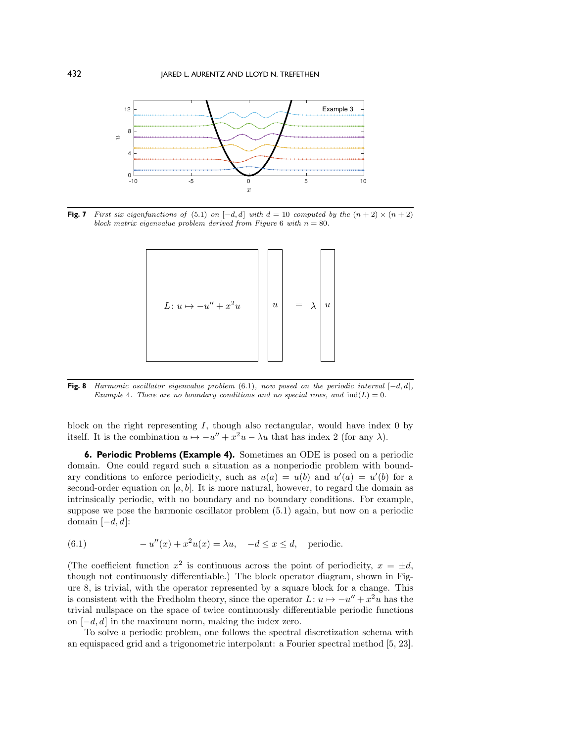**Fig. 7** *First six eigenfunctions of (5.1) on $[-d, d]$ with $d = 10$ computed by the $(n+2) \times (n+2)$ block matrix eigenvalue problem derived from Figure 6 with $n = 80$.*

**Fig. 8** *Harmonic oscillator eigenvalue problem (6.1), now posed on the periodic interval $[-d, d]$, Example 4. There are no boundary conditions and no special rows, and $\text{ind}(L) = 0$.*

block on the right representing $I$, though also rectangular, would have index 0 by itself. It is the combination $u \mapsto -u'' + x^2u - \lambda u$ that has index 2 (for any $\lambda$).

## 6. Periodic Problems (Example 4).

Sometimes an ODE is posed on a periodic domain. One could regard such a situation as a nonperiodic problem with boundary conditions to enforce periodicity, such as $u(a) = u(b)$ and $u'(a) = u'(b)$ for a second-order equation on $[a, b]$. It is more natural, however, to regard the domain as intrinsically periodic, with no boundary and no boundary conditions. For example, suppose we pose the harmonic oscillator problem (5.1) again, but now on a periodic domain $[-d, d]$:

$$-u''(x) + x^2u(x) = \lambda u, \quad -d \leq x \leq d, \quad \text{periodic.} \tag{6.1}$$

(The coefficient function $x^2$ is continuous across the point of periodicity, $x = \pm d$, though not continuously differentiable.) The block operator diagram, shown in Figure 8, is trivial, with the operator represented by a square block for a change. This is consistent with the Fredholm theory, since the operator $L\colon u \mapsto -u'' + x^2u$ has the trivial nullspace on the space of twice continuously differentiable periodic functions on $[-d, d]$ in the maximum norm, making the index zero.

To solve a periodic problem, one follows the spectral discretization schema with an equispaced grid and a trigonometric interpolant: a Fourier spectral method [5, 23].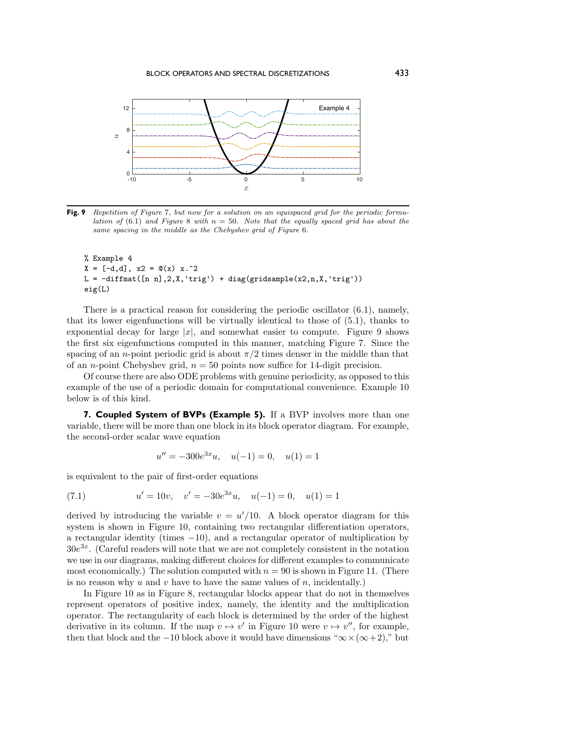**Fig. 9** *Repetition of Figure 7, but now for a solution on an equispaced grid for the periodic formulation of (6.1) and Figure 8 with $n = 50$. Note that the equally spaced grid has about the same spacing in the middle as the Chebyshev grid of Figure 6.*

```
% Example 4
X = [-d,d], x2 = @(x) x.^2
L = -diffmat([n n],2,X,'trig') + diag(gridsample(x2,n,X,'trig'))
eig(L)
```

There is a practical reason for considering the periodic oscillator (6.1), namely, that its lower eigenfunctions will be virtually identical to those of (5.1), thanks to exponential decay for large $|x|$, and somewhat easier to compute. Figure 9 shows the first six eigenfunctions computed in this manner, matching Figure 7. Since the spacing of an $n$-point periodic grid is about $\pi/2$ times denser in the middle than that of an $n$-point Chebyshev grid, $n = 50$ points now suffice for 14-digit precision.

Of course there are also ODE problems with genuine periodicity, as opposed to this example of the use of a periodic domain for computational convenience. Example 10 below is of this kind.

## 7. Coupled System of BVPs (Example 5).

If a BVP involves more than one variable, there will be more than one block in its block operator diagram. For example, the second-order scalar wave equation

$$u'' = -300e^{3x}u, \quad u(-1) = 0, \quad u(1) = 1$$

is equivalent to the pair of first-order equations

$$u' = 10v, \quad v' = -30e^{3x}u, \quad u(-1) = 0, \quad u(1) = 1 \tag{7.1}$$

derived by introducing the variable $v = u'/10$. A block operator diagram for this system is shown in Figure 10, containing two rectangular differentiation operators, a rectangular identity (times $-10$), and a rectangular operator of multiplication by $30e^{3x}$. (Careful readers will note that we are not completely consistent in the notation we use in our diagrams, making different choices for different examples to communicate most economically.) The solution computed with $n = 90$ is shown in Figure 11. (There is no reason why $u$ and $v$ have to have the same values of $n$, incidentally.)

In Figure 10 as in Figure 8, rectangular blocks appear that do not in themselves represent operators of positive index, namely, the identity and the multiplication operator. The rectangularity of each block is determined by the order of the highest derivative in its column. If the map $v \mapsto v'$ in Figure 10 were $v \mapsto v''$, for example, then that block and the $-10$ block above it would have dimensions "$\infty \times (\infty+2)$," but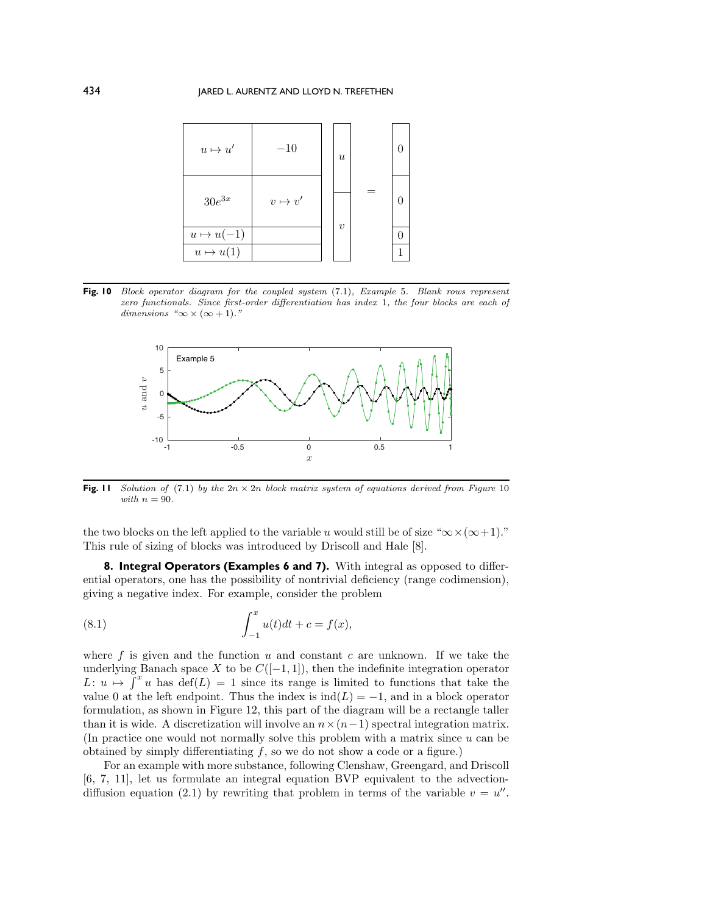| $u \mapsto u'$ | $-10$ |
| --- | --- |
| $30e^{3x}$ | $v \mapsto v'$ |
| $u \mapsto u(-1)$ | |
| $u \mapsto u(1)$ | |

$$\begin{bmatrix} u \\ v \end{bmatrix} = \begin{bmatrix} 0 \\ 0 \\ 0 \\ 1 \end{bmatrix}$$

**Fig. 10** *Block operator diagram for the coupled system* (7.1)*, Example* 5*. Blank rows represent zero functionals. Since first-order differentiation has index* 1*, the four blocks are each of dimensions "$\infty \times (\infty + 1)$."*

**Fig. 11** *Solution of* (7.1) *by the $2n \times 2n$ block matrix system of equations derived from Figure* 10 *with $n = 90$.*

the two blocks on the left applied to the variable $u$ would still be of size "$\infty \times (\infty + 1)$." This rule of sizing of blocks was introduced by Driscoll and Hale [8].

## 8. Integral Operators (Examples 6 and 7).

With integral as opposed to differential operators, one has the possibility of nontrivial deficiency (range codimension), giving a negative index. For example, consider the problem

$$\int_{-1}^{x} u(t)dt + c = f(x), \tag{8.1}$$

where $f$ is given and the function $u$ and constant $c$ are unknown. If we take the underlying Banach space $X$ to be $C([-1, 1])$, then the indefinite integration operator $L\colon u \mapsto \int^x u$ has $\operatorname{def}(L) = 1$ since its range is limited to functions that take the value 0 at the left endpoint. Thus the index is $\operatorname{ind}(L) = -1$, and in a block operator formulation, as shown in Figure 12, this part of the diagram will be a rectangle taller than it is wide. A discretization will involve an $n \times (n-1)$ spectral integration matrix. (In practice one would not normally solve this problem with a matrix since $u$ can be obtained by simply differentiating $f$, so we do not show a code or a figure.)

For an example with more substance, following Clenshaw, Greengard, and Driscoll [6, 7, 11], let us formulate an integral equation BVP equivalent to the advection-diffusion equation (2.1) by rewriting that problem in terms of the variable $v = u''$.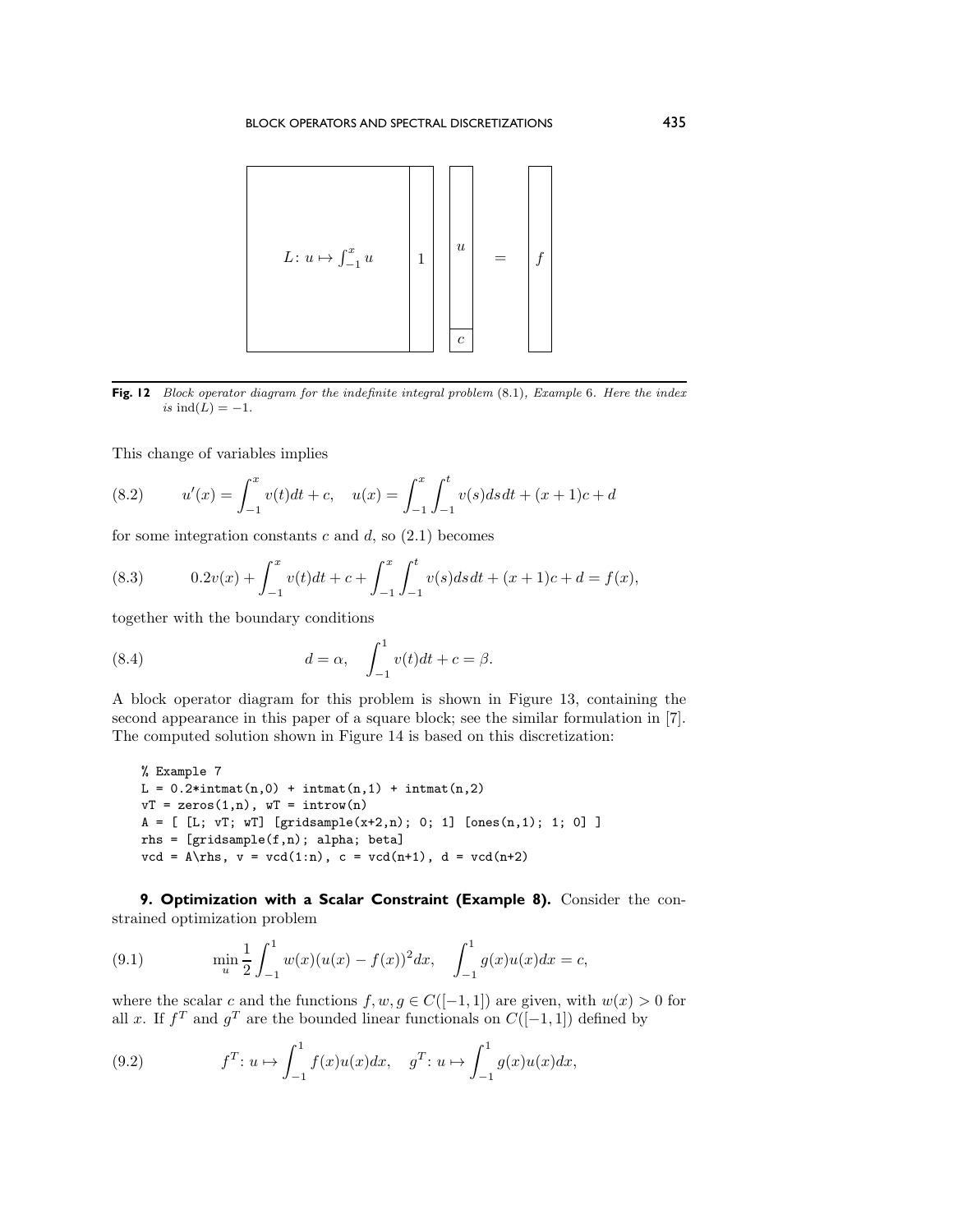$$L\colon u \mapsto \int_{-1}^{x} u \quad \Bigg| \; 1 \; \Bigg| \quad \begin{bmatrix} u \\ c \end{bmatrix} = \begin{bmatrix} f \end{bmatrix}$$

**Fig. 12** *Block operator diagram for the indefinite integral problem* (8.1)*, Example* 6*. Here the index is* $\operatorname{ind}(L) = -1$.

This change of variables implies

$$u'(x) = \int_{-1}^{x} v(t)dt + c, \quad u(x) = \int_{-1}^{x}\int_{-1}^{t} v(s)ds\,dt + (x+1)c + d \tag{8.2}$$

for some integration constants $c$ and $d$, so (2.1) becomes

$$0.2v(x) + \int_{-1}^{x} v(t)dt + c + \int_{-1}^{x}\int_{-1}^{t} v(s)ds\,dt + (x+1)c + d = f(x), \tag{8.3}$$

together with the boundary conditions

$$d = \alpha, \quad \int_{-1}^{1} v(t)dt + c = \beta. \tag{8.4}$$

A block operator diagram for this problem is shown in Figure 13, containing the second appearance in this paper of a square block; see the similar formulation in [7]. The computed solution shown in Figure 14 is based on this discretization:

```
% Example 7
L = 0.2*intmat(n,0) + intmat(n,1) + intmat(n,2)
vT = zeros(1,n), wT = introw(n)
A = [ [L; vT; wT] [gridsample(x+2,n); 0; 1] [ones(n,1); 1; 0] ]
rhs = [gridsample(f,n); alpha; beta]
vcd = A\rhs, v = vcd(1:n), c = vcd(n+1), d = vcd(n+2)
```

## 9. Optimization with a Scalar Constraint (Example 8).

Consider the constrained optimization problem

$$\min_{u} \frac{1}{2}\int_{-1}^{1} w(x)(u(x) - f(x))^2 dx, \quad \int_{-1}^{1} g(x)u(x)dx = c, \tag{9.1}$$

where the scalar $c$ and the functions $f, w, g \in C([-1,1])$ are given, with $w(x) > 0$ for all $x$. If $f^T$ and $g^T$ are the bounded linear functionals on $C([-1,1])$ defined by

$$f^T\colon u \mapsto \int_{-1}^{1} f(x)u(x)dx, \quad g^T\colon u \mapsto \int_{-1}^{1} g(x)u(x)dx, \tag{9.2}$$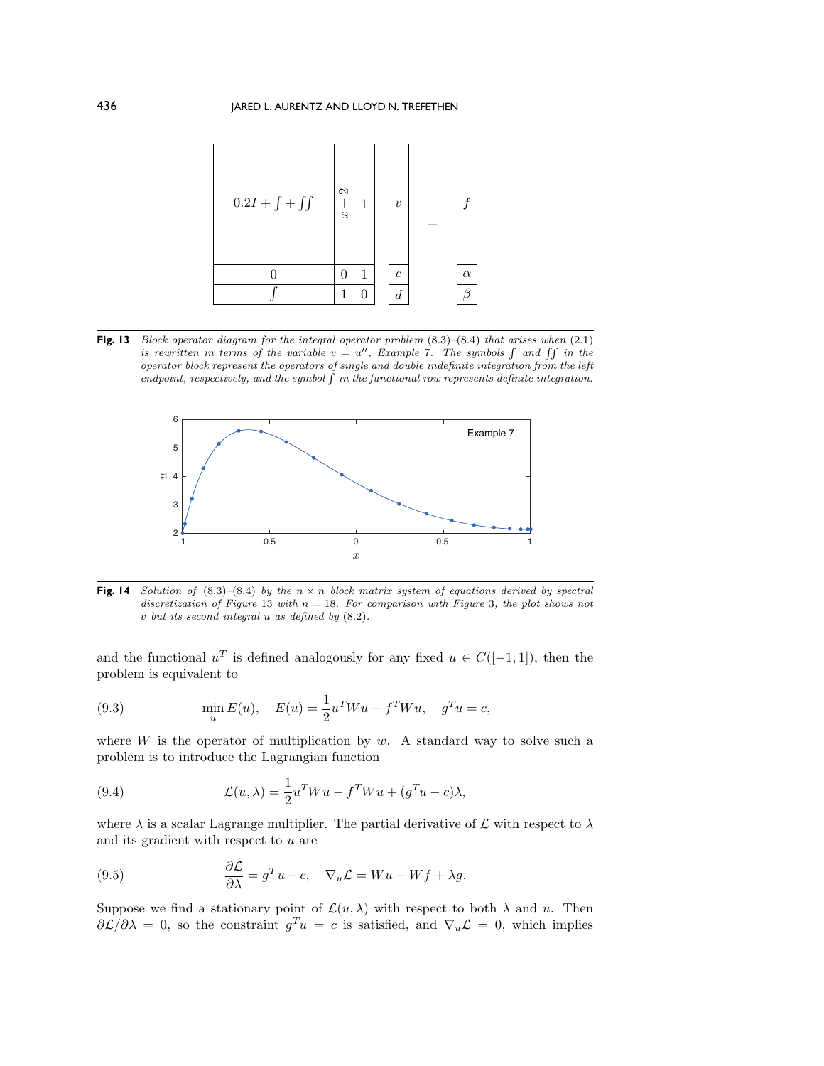|  |  |  |  |  |  |
|---|---|---|---|---|---|
| $0.2I + \int + \iint$ | $x+2$ | $1$ | $v$ | $=$ | $f$ |
| $0$ | $0$ | $1$ | $c$ |  | $\alpha$ |
| $\int$ | $1$ | $0$ | $d$ |  | $\beta$ |

**Fig. 13** *Block operator diagram for the integral operator problem* (8.3)–(8.4) *that arises when* (2.1) *is rewritten in terms of the variable* $v = u''$*, Example* 7*. The symbols* $\int$ *and* $\iint$ *in the operator block represent the operators of single and double indefinite integration from the left endpoint, respectively, and the symbol* $\int$ *in the functional row represents definite integration.*

**Fig. 14** *Solution of* (8.3)–(8.4) *by the* $n \times n$ *block matrix system of equations derived by spectral discretization of Figure* 13 *with* $n = 18$*. For comparison with Figure* 3*, the plot shows not* $v$ *but its second integral* $u$ *as defined by* (8.2)*.*

and the functional $u^T$ is defined analogously for any fixed $u \in C([-1,1])$, then the problem is equivalent to

$$\min_u E(u), \quad E(u) = \frac{1}{2}u^T W u - f^T W u, \quad g^T u = c, \tag{9.3}$$

where $W$ is the operator of multiplication by $w$. A standard way to solve such a problem is to introduce the Lagrangian function

$$\mathcal{L}(u, \lambda) = \frac{1}{2}u^T W u - f^T W u + (g^T u - c)\lambda, \tag{9.4}$$

where $\lambda$ is a scalar Lagrange multiplier. The partial derivative of $\mathcal{L}$ with respect to $\lambda$ and its gradient with respect to $u$ are

$$\frac{\partial \mathcal{L}}{\partial \lambda} = g^T u - c, \quad \nabla_u \mathcal{L} = Wu - Wf + \lambda g. \tag{9.5}$$

Suppose we find a stationary point of $\mathcal{L}(u, \lambda)$ with respect to both $\lambda$ and $u$. Then $\partial \mathcal{L}/\partial \lambda = 0$, so the constraint $g^T u = c$ is satisfied, and $\nabla_u \mathcal{L} = 0$, which implies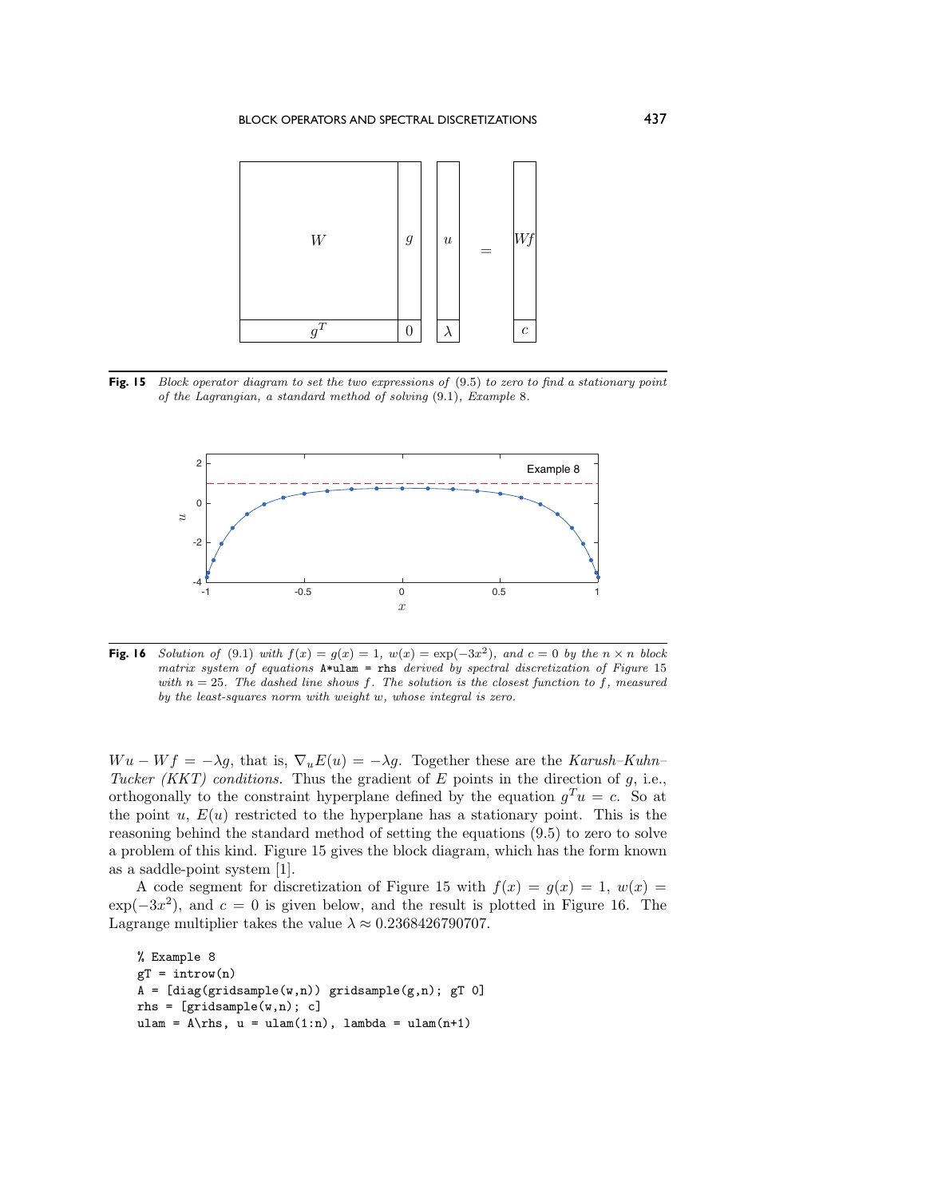**Fig. 15** *Block operator diagram to set the two expressions of* (9.5) *to zero to find a stationary point of the Lagrangian, a standard method of solving* (9.1)*, Example* 8.

**Fig. 16** *Solution of* (9.1) *with* $f(x) = g(x) = 1$, $w(x) = \exp(-3x^2)$, *and* $c = 0$ *by the* $n \times n$ *block matrix system of equations* `A*ulam = rhs` *derived by spectral discretization of Figure* 15 *with* $n = 25$. *The dashed line shows* $f$. *The solution is the closest function to* $f$, *measured by the least-squares norm with weight* $w$, *whose integral is zero.*

$Wu - Wf = -\lambda g$, that is, $\nabla_u E(u) = -\lambda g$. Together these are the *Karush–Kuhn–Tucker (KKT) conditions.* Thus the gradient of $E$ points in the direction of $g$, i.e., orthogonally to the constraint hyperplane defined by the equation $g^T u = c$. So at the point $u$, $E(u)$ restricted to the hyperplane has a stationary point. This is the reasoning behind the standard method of setting the equations (9.5) to zero to solve a problem of this kind. Figure 15 gives the block diagram, which has the form known as a saddle-point system [1].

A code segment for discretization of Figure 15 with $f(x) = g(x) = 1$, $w(x) = \exp(-3x^2)$, and $c = 0$ is given below, and the result is plotted in Figure 16. The Lagrange multiplier takes the value $\lambda \approx 0.2368426790707$.

```
% Example 8
gT = introw(n)
A = [diag(gridsample(w,n)) gridsample(g,n); gT 0]
rhs = [gridsample(w,n); c]
ulam = A\rhs, u = ulam(1:n), lambda = ulam(n+1)
```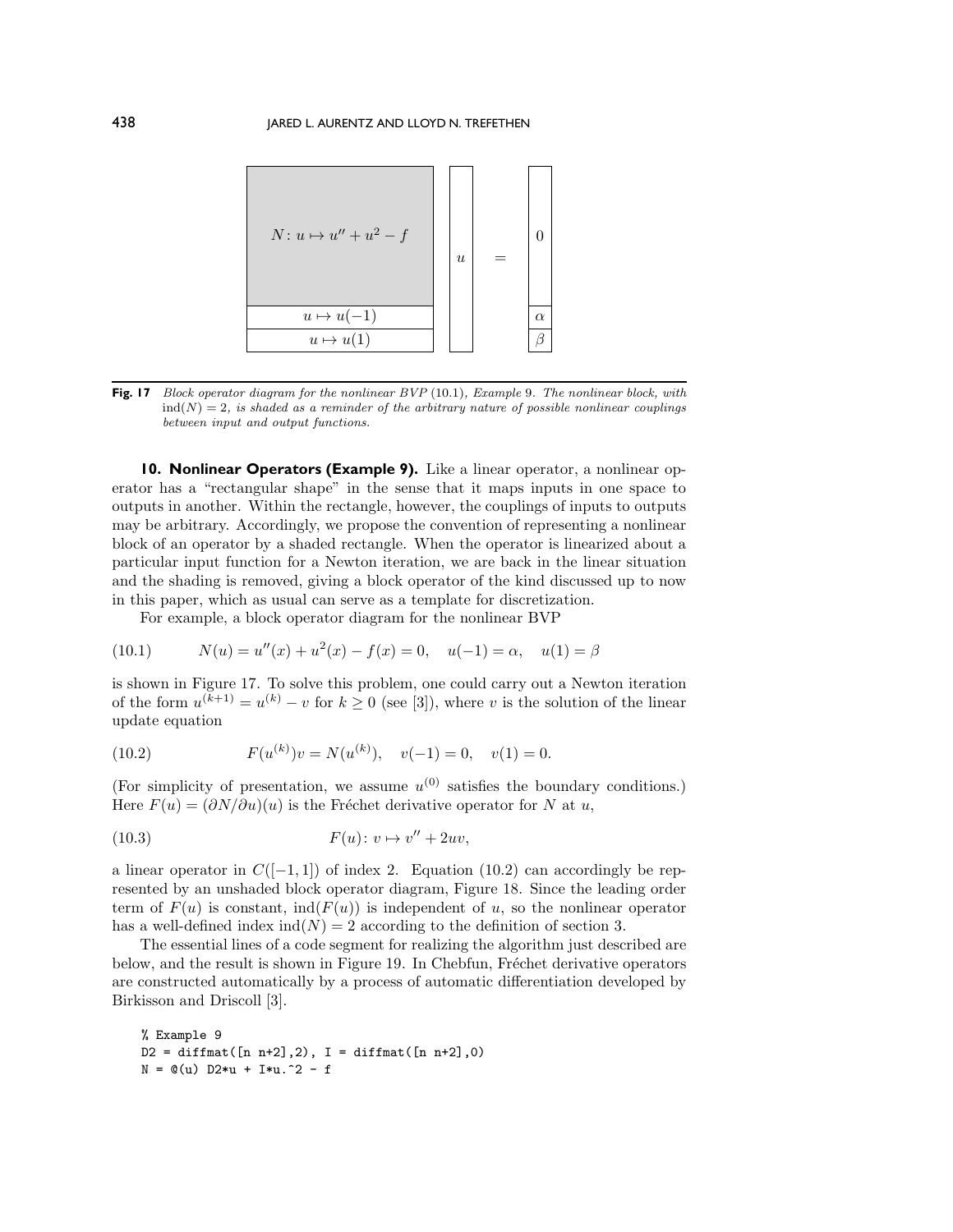| | | | |
|---|---|---|---|
| $N\colon u \mapsto u'' + u^2 - f$ | $u$ | $=$ | $0$ |
| $u \mapsto u(-1)$ | | | $\alpha$ |
| $u \mapsto u(1)$ | | | $\beta$ |

**Fig. 17** *Block operator diagram for the nonlinear BVP* (10.1)*, Example* 9*. The nonlinear block, with* $\operatorname{ind}(N) = 2$*, is shaded as a reminder of the arbitrary nature of possible nonlinear couplings between input and output functions.*

## 10. Nonlinear Operators (Example 9).

Like a linear operator, a nonlinear operator has a "rectangular shape" in the sense that it maps inputs in one space to outputs in another. Within the rectangle, however, the couplings of inputs to outputs may be arbitrary. Accordingly, we propose the convention of representing a nonlinear block of an operator by a shaded rectangle. When the operator is linearized about a particular input function for a Newton iteration, we are back in the linear situation and the shading is removed, giving a block operator of the kind discussed up to now in this paper, which as usual can serve as a template for discretization.

For example, a block operator diagram for the nonlinear BVP

$$N(u) = u''(x) + u^2(x) - f(x) = 0, \quad u(-1) = \alpha, \quad u(1) = \beta \tag{10.1}$$

is shown in Figure 17. To solve this problem, one could carry out a Newton iteration of the form $u^{(k+1)} = u^{(k)} - v$ for $k \geq 0$ (see [3]), where $v$ is the solution of the linear update equation

$$F(u^{(k)})v = N(u^{(k)}), \quad v(-1) = 0, \quad v(1) = 0. \tag{10.2}$$

(For simplicity of presentation, we assume $u^{(0)}$ satisfies the boundary conditions.) Here $F(u) = (\partial N/\partial u)(u)$ is the Fréchet derivative operator for $N$ at $u$,

$$F(u)\colon v \mapsto v'' + 2uv, \tag{10.3}$$

a linear operator in $C([-1,1])$ of index 2. Equation (10.2) can accordingly be represented by an unshaded block operator diagram, Figure 18. Since the leading order term of $F(u)$ is constant, $\operatorname{ind}(F(u))$ is independent of $u$, so the nonlinear operator has a well-defined index $\operatorname{ind}(N) = 2$ according to the definition of section 3.

The essential lines of a code segment for realizing the algorithm just described are below, and the result is shown in Figure 19. In Chebfun, Fréchet derivative operators are constructed automatically by a process of automatic differentiation developed by Birkisson and Driscoll [3].

```
% Example 9
D2 = diffmat([n n+2],2), I = diffmat([n n+2],0)
N = @(u) D2*u + I*u.^2 - f
```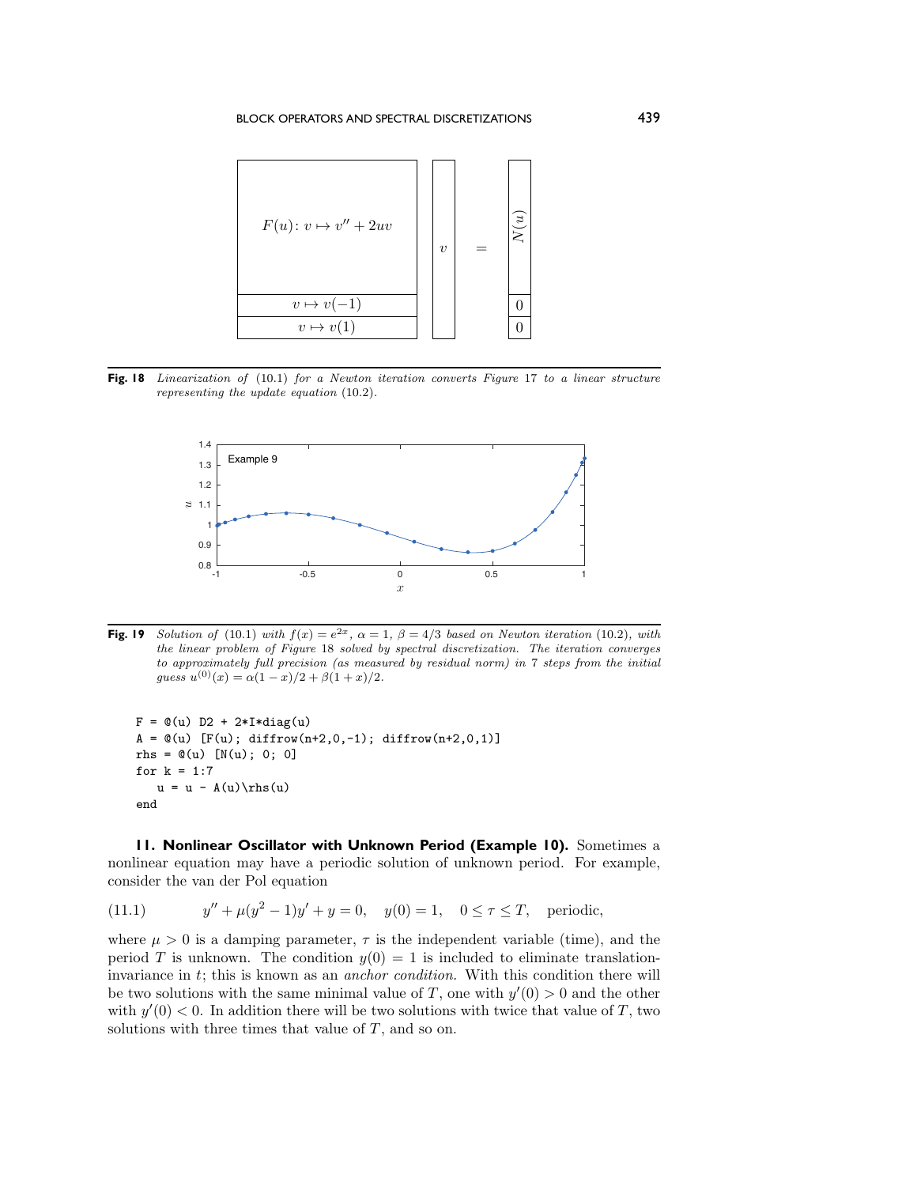**Fig. 18** *Linearization of* (10.1) *for a Newton iteration converts Figure* 17 *to a linear structure representing the update equation* (10.2).

**Fig. 19** *Solution of* (10.1) *with* $f(x) = e^{2x}$, $\alpha = 1$, $\beta = 4/3$ *based on Newton iteration* (10.2), *with the linear problem of Figure* 18 *solved by spectral discretization. The iteration converges to approximately full precision (as measured by residual norm) in* 7 *steps from the initial guess* $u^{(0)}(x) = \alpha(1-x)/2 + \beta(1+x)/2$.

```
F = @(u) D2 + 2*I*diag(u)
A = @(u) [F(u); diffrow(n+2,0,-1); diffrow(n+2,0,1)]
rhs = @(u) [N(u); 0; 0]
for k = 1:7
   u = u - A(u)\rhs(u)
end
```

## 11. Nonlinear Oscillator with Unknown Period (Example 10).

Sometimes a nonlinear equation may have a periodic solution of unknown period. For example, consider the van der Pol equation

$$y'' + \mu(y^2 - 1)y' + y = 0, \quad y(0) = 1, \quad 0 \le \tau \le T, \quad \text{periodic}, \tag{11.1}$$

where $\mu > 0$ is a damping parameter, $\tau$ is the independent variable (time), and the period $T$ is unknown. The condition $y(0) = 1$ is included to eliminate translation-invariance in $t$; this is known as an *anchor condition.* With this condition there will be two solutions with the same minimal value of $T$, one with $y'(0) > 0$ and the other with $y'(0) < 0$. In addition there will be two solutions with twice that value of $T$, two solutions with three times that value of $T$, and so on.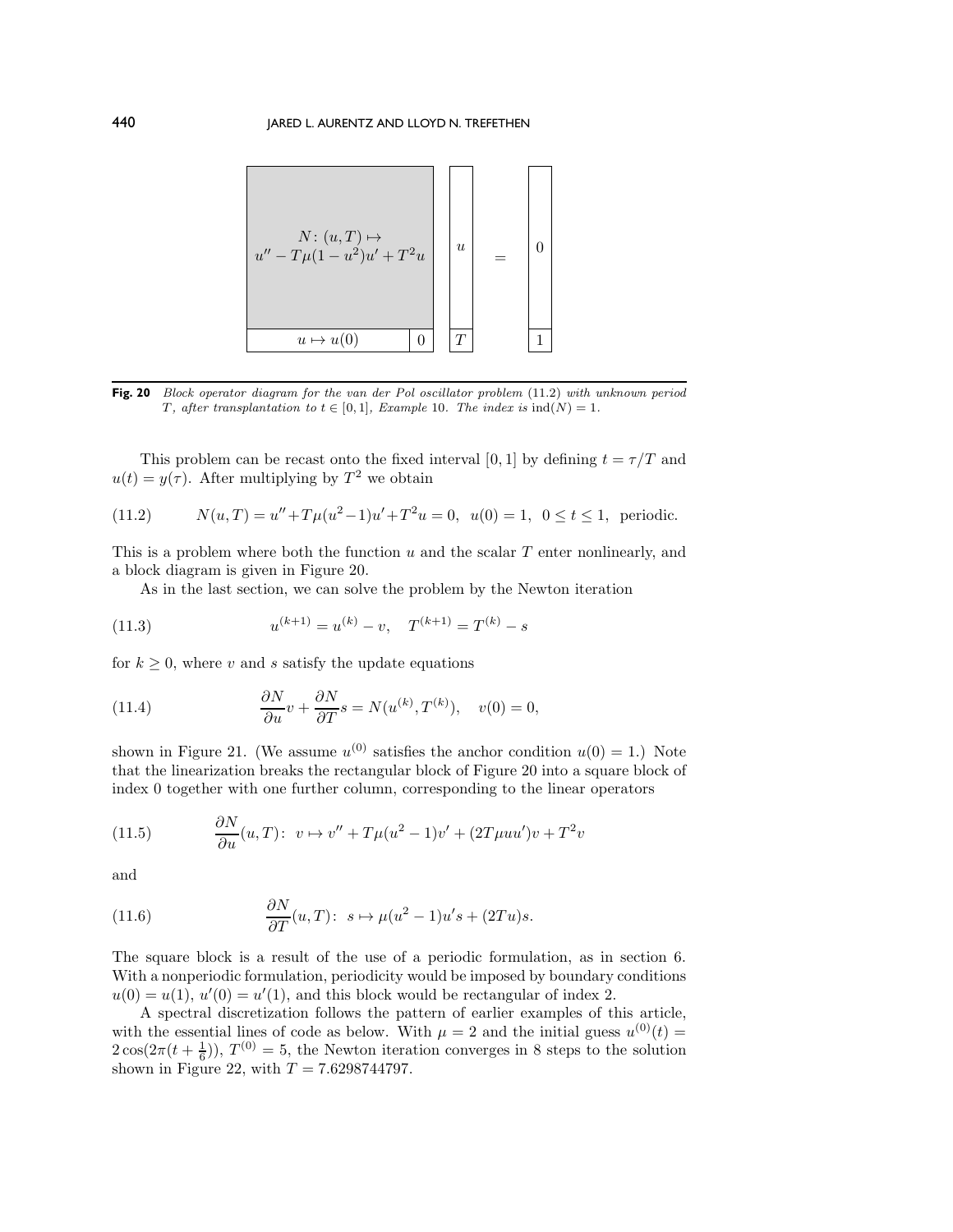$$
\left[\begin{array}{c|c} N\colon (u,T) \mapsto u'' - T\mu(1-u^2)u' + T^2 u & \\ \hline u \mapsto u(0) & 0 \end{array}\right] \begin{bmatrix} u \\ T \end{bmatrix} = \begin{bmatrix} 0 \\ 1 \end{bmatrix}
$$

**Fig. 20** *Block operator diagram for the van der Pol oscillator problem* (11.2) *with unknown period* $T$*, after transplantation to* $t \in [0,1]$*, Example* 10*. The index is* $\operatorname{ind}(N) = 1$*.*

This problem can be recast onto the fixed interval $[0,1]$ by defining $t = \tau/T$ and $u(t) = y(\tau)$. After multiplying by $T^2$ we obtain

$$
N(u,T) = u'' + T\mu(u^2-1)u' + T^2 u = 0, \quad u(0) = 1, \quad 0 \le t \le 1, \quad \text{periodic.} \tag{11.2}
$$

This is a problem where both the function $u$ and the scalar $T$ enter nonlinearly, and a block diagram is given in Figure 20.

As in the last section, we can solve the problem by the Newton iteration

$$
u^{(k+1)} = u^{(k)} - v, \quad T^{(k+1)} = T^{(k)} - s \tag{11.3}
$$

for $k \ge 0$, where $v$ and $s$ satisfy the update equations

$$
\frac{\partial N}{\partial u} v + \frac{\partial N}{\partial T} s = N(u^{(k)}, T^{(k)}), \quad v(0) = 0, \tag{11.4}
$$

shown in Figure 21. (We assume $u^{(0)}$ satisfies the anchor condition $u(0) = 1$.) Note that the linearization breaks the rectangular block of Figure 20 into a square block of index 0 together with one further column, corresponding to the linear operators

$$
\frac{\partial N}{\partial u}(u,T)\colon \; v \mapsto v'' + T\mu(u^2-1)v' + (2T\mu u u')v + T^2 v \tag{11.5}
$$

and

$$
\frac{\partial N}{\partial T}(u,T)\colon \; s \mapsto \mu(u^2-1)u's + (2Tu)s. \tag{11.6}
$$

The square block is a result of the use of a periodic formulation, as in section 6. With a nonperiodic formulation, periodicity would be imposed by boundary conditions $u(0) = u(1)$, $u'(0) = u'(1)$, and this block would be rectangular of index 2.

A spectral discretization follows the pattern of earlier examples of this article, with the essential lines of code as below. With $\mu = 2$ and the initial guess $u^{(0)}(t) = 2\cos(2\pi(t + \frac{1}{6}))$, $T^{(0)} = 5$, the Newton iteration converges in 8 steps to the solution shown in Figure 22, with $T = 7.6298744797$.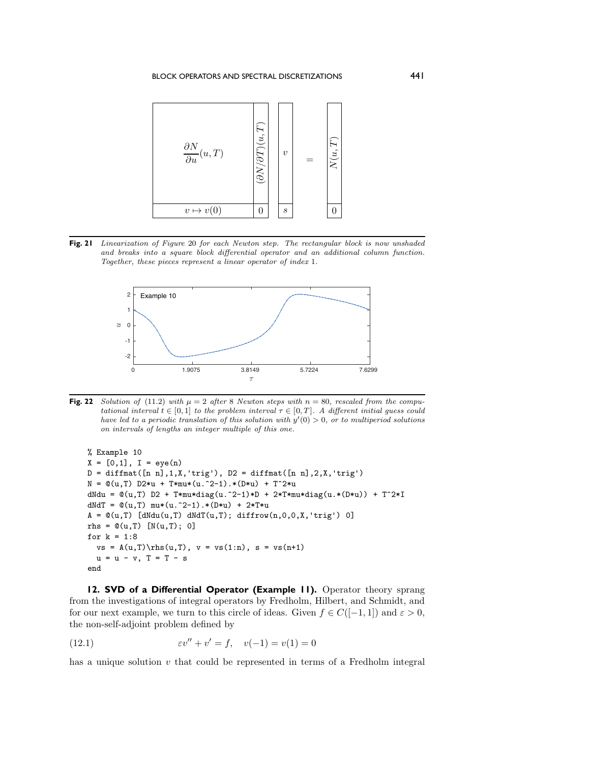Fig. 21 *Linearization of Figure 20 for each Newton step. The rectangular block is now unshaded and breaks into a square block differential operator and an additional column function. Together, these pieces represent a linear operator of index 1.*

Fig. 22 *Solution of (11.2) with $\mu = 2$ after 8 Newton steps with $n = 80$, rescaled from the computational interval $t \in [0, 1]$ to the problem interval $\tau \in [0, T]$. A different initial guess could have led to a periodic translation of this solution with $y'(0) > 0$, or to multiperiod solutions on intervals of lengths an integer multiple of this one.*

```
% Example 10
X = [0,1], I = eye(n)
D = diffmat([n n],1,X,'trig'), D2 = diffmat([n n],2,X,'trig')
N = @(u,T) D2*u + T*mu*(u.^2-1).*(D*u) + T^2*u
dNdu = @(u,T) D2 + T*mu*diag(u.^2-1)*D + 2*T*mu*diag(u.*(D*u)) + T^2*I
dNdT = @(u,T) mu*(u.^2-1).*(D*u) + 2*T*u
A = @(u,T) [dNdu(u,T) dNdT(u,T); diffrow(n,0,0,X,'trig') 0]
rhs = @(u,T) [N(u,T); 0]
for k = 1:8
  vs = A(u,T)\rhs(u,T), v = vs(1:n), s = vs(n+1)
  u = u - v, T = T - s
end
```

## 12. SVD of a Differential Operator (Example 11).

Operator theory sprang from the investigations of integral operators by Fredholm, Hilbert, and Schmidt, and for our next example, we turn to this circle of ideas. Given $f \in C([-1, 1])$ and $\varepsilon > 0$, the non-self-adjoint problem defined by

$$\varepsilon v'' + v' = f, \quad v(-1) = v(1) = 0 \tag{12.1}$$

has a unique solution $v$ that could be represented in terms of a Fredholm integral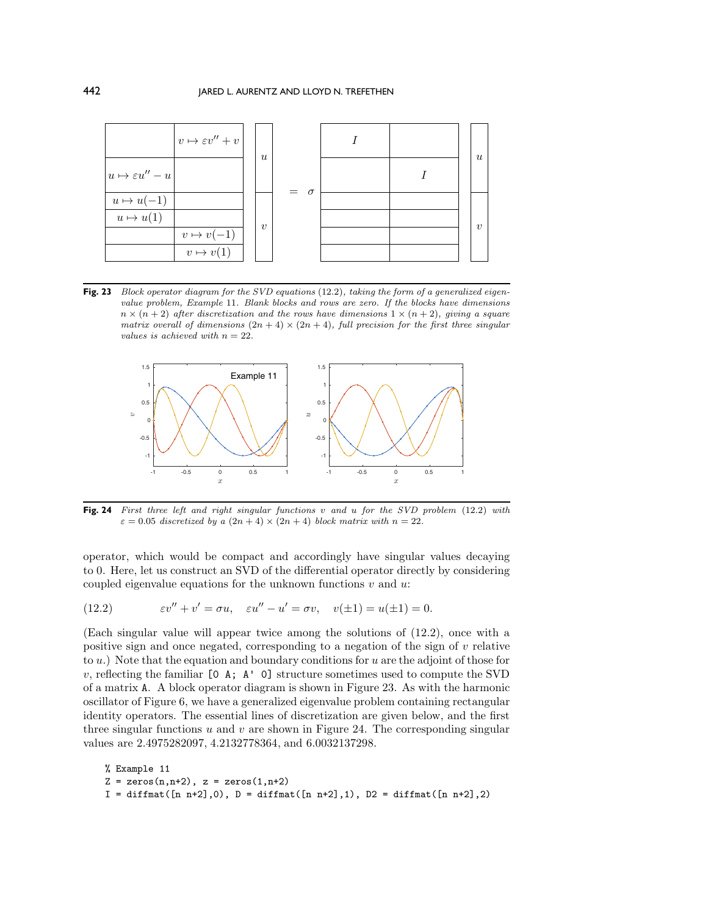| | | | | | | | |
|---|---|---|---|---|---|---|---|
| | $v \mapsto \varepsilon v'' + v$ | $u$ | | $I$ | | $u$ |
| $u \mapsto \varepsilon u'' - u$ | | | | | $I$ | |
| $u \mapsto u(-1)$ | | | $= \sigma$ | | | |
| $u \mapsto u(1)$ | | | | | | |
| | $v \mapsto v(-1)$ | $v$ | | | | $v$ |
| | $v \mapsto v(1)$ | | | | | |

**Fig. 23** *Block operator diagram for the SVD equations (12.2), taking the form of a generalized eigenvalue problem, Example 11. Blank blocks and rows are zero. If the blocks have dimensions $n \times (n+2)$ after discretization and the rows have dimensions $1 \times (n+2)$, giving a square matrix overall of dimensions $(2n+4) \times (2n+4)$, full precision for the first three singular values is achieved with $n = 22$.*

**Fig. 24** *First three left and right singular functions $v$ and $u$ for the SVD problem (12.2) with $\varepsilon = 0.05$ discretized by a $(2n+4) \times (2n+4)$ block matrix with $n = 22$.*

operator, which would be compact and accordingly have singular values decaying to 0. Here, let us construct an SVD of the differential operator directly by considering coupled eigenvalue equations for the unknown functions $v$ and $u$:

$$\varepsilon v'' + v' = \sigma u, \quad \varepsilon u'' - u' = \sigma v, \quad v(\pm 1) = u(\pm 1) = 0. \tag{12.2}$$

(Each singular value will appear twice among the solutions of (12.2), once with a positive sign and once negated, corresponding to a negation of the sign of $v$ relative to $u$.) Note that the equation and boundary conditions for $u$ are the adjoint of those for $v$, reflecting the familiar `[0 A; A' 0]` structure sometimes used to compute the SVD of a matrix `A`. A block operator diagram is shown in Figure 23. As with the harmonic oscillator of Figure 6, we have a generalized eigenvalue problem containing rectangular identity operators. The essential lines of discretization are given below, and the first three singular functions $u$ and $v$ are shown in Figure 24. The corresponding singular values are 2.4975282097, 4.2132778364, and 6.0032137298.

```
% Example 11
Z = zeros(n,n+2), z = zeros(1,n+2)
I = diffmat([n n+2],0), D = diffmat([n n+2],1), D2 = diffmat([n n+2],2)
```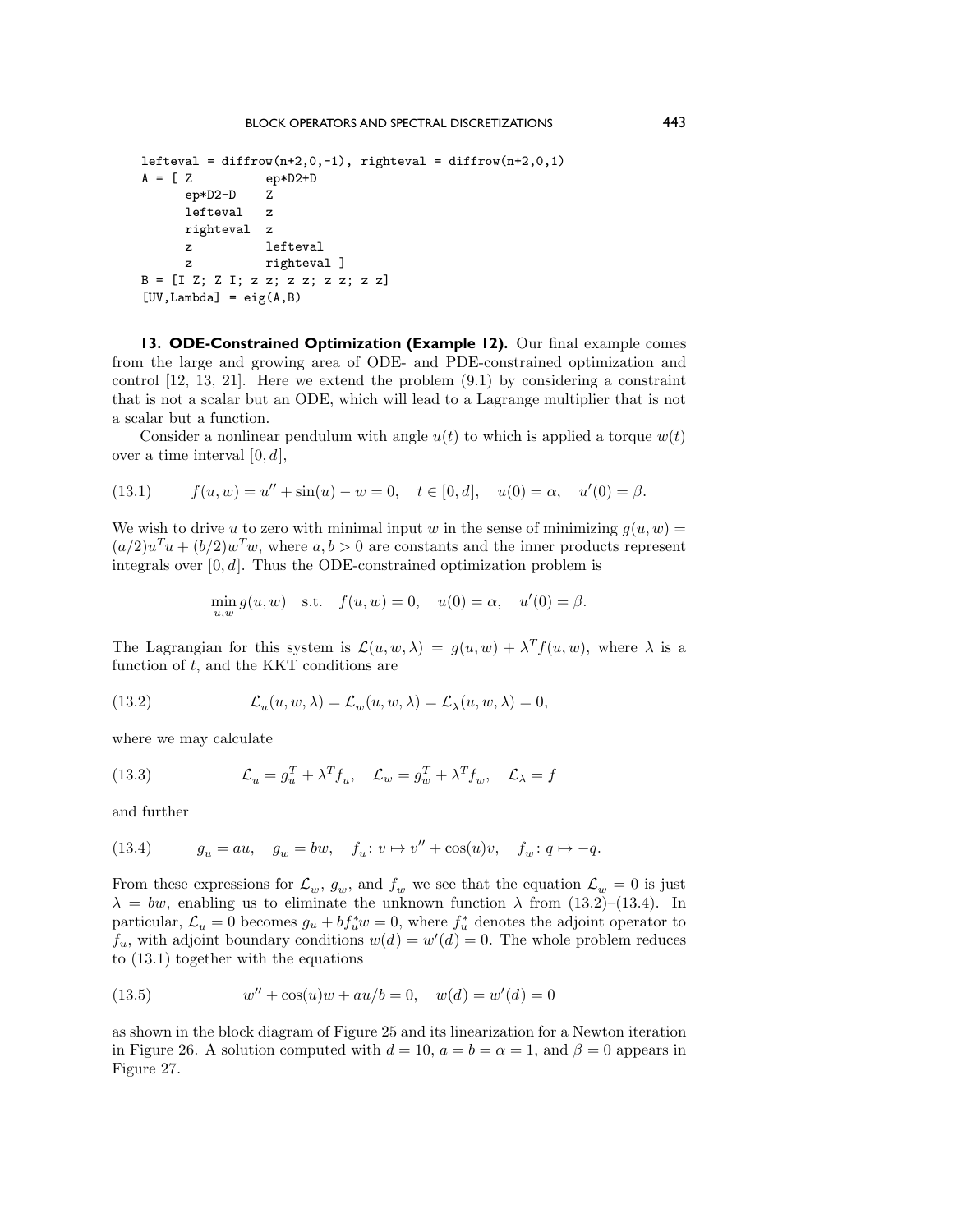```
lefteval = diffrow(n+2,0,-1), righteval = diffrow(n+2,0,1)
A = [ Z          ep*D2+D
      ep*D2-D    Z
      lefteval   z
      righteval  z
      z          lefteval
      z          righteval ]
B = [I Z; Z I; z z; z z; z z; z z]
[UV,Lambda] = eig(A,B)
```

**13. ODE-Constrained Optimization (Example 12).** Our final example comes from the large and growing area of ODE- and PDE-constrained optimization and control [12, 13, 21]. Here we extend the problem (9.1) by considering a constraint that is not a scalar but an ODE, which will lead to a Lagrange multiplier that is not a scalar but a function.

Consider a nonlinear pendulum with angle $u(t)$ to which is applied a torque $w(t)$ over a time interval $[0, d]$,

$$f(u, w) = u'' + \sin(u) - w = 0, \quad t \in [0, d], \quad u(0) = \alpha, \quad u'(0) = \beta. \tag{13.1}$$

We wish to drive $u$ to zero with minimal input $w$ in the sense of minimizing $g(u, w) = (a/2)u^T u + (b/2)w^T w$, where $a, b > 0$ are constants and the inner products represent integrals over $[0, d]$. Thus the ODE-constrained optimization problem is

$$\min_{u,w} g(u, w) \quad \text{s.t.} \quad f(u, w) = 0, \quad u(0) = \alpha, \quad u'(0) = \beta.$$

The Lagrangian for this system is $\mathcal{L}(u, w, \lambda) = g(u, w) + \lambda^T f(u, w)$, where $\lambda$ is a function of $t$, and the KKT conditions are

$$\mathcal{L}_u(u, w, \lambda) = \mathcal{L}_w(u, w, \lambda) = \mathcal{L}_\lambda(u, w, \lambda) = 0, \tag{13.2}$$

where we may calculate

$$\mathcal{L}_u = g_u^T + \lambda^T f_u, \quad \mathcal{L}_w = g_w^T + \lambda^T f_w, \quad \mathcal{L}_\lambda = f \tag{13.3}$$

and further

$$g_u = au, \quad g_w = bw, \quad f_u \colon v \mapsto v'' + \cos(u)v, \quad f_w \colon q \mapsto -q. \tag{13.4}$$

From these expressions for $\mathcal{L}_w$, $g_w$, and $f_w$ we see that the equation $\mathcal{L}_w = 0$ is just $\lambda = bw$, enabling us to eliminate the unknown function $\lambda$ from (13.2)–(13.4). In particular, $\mathcal{L}_u = 0$ becomes $g_u + bf_u^* w = 0$, where $f_u^*$ denotes the adjoint operator to $f_u$, with adjoint boundary conditions $w(d) = w'(d) = 0$. The whole problem reduces to (13.1) together with the equations

$$w'' + \cos(u)w + au/b = 0, \quad w(d) = w'(d) = 0 \tag{13.5}$$

as shown in the block diagram of Figure 25 and its linearization for a Newton iteration in Figure 26. A solution computed with $d = 10$, $a = b = \alpha = 1$, and $\beta = 0$ appears in Figure 27.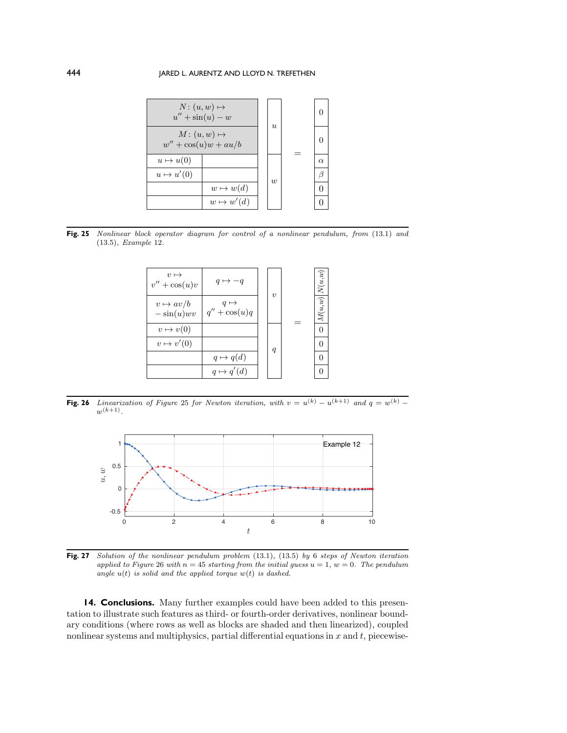| $N\colon (u,w) \mapsto$ $u'' + \sin(u) - w$ | | | $u$ | | | $0$ |
|---|---|---|---|---|---|---|
| $M\colon (u,w) \mapsto$ $w'' + \cos(u)w + au/b$ | | | | | | $0$ |
| $u \mapsto u(0)$ | | | | $=$ | | $\alpha$ |
| $u \mapsto u'(0)$ | | | $w$ | | | $\beta$ |
| | $w \mapsto w(d)$ | | | | | $0$ |
| | $w \mapsto w'(d)$ | | | | | $0$ |

**Fig. 25** *Nonlinear block operator diagram for control of a nonlinear pendulum, from* (13.1) *and* (13.5), *Example* 12.

| $v \mapsto$ $v'' + \cos(u)v$ | $q \mapsto -q$ | | $v$ | | | $N(u,w)$ |
|---|---|---|---|---|---|---|
| $v \mapsto av/b$ $- \sin(u)wv$ | $q \mapsto$ $q'' + \cos(u)q$ | | | | | $M(u,w)$ |
| $v \mapsto v(0)$ | | | | $=$ | | $0$ |
| $v \mapsto v'(0)$ | | | $q$ | | | $0$ |
| | $q \mapsto q(d)$ | | | | | $0$ |
| | $q \mapsto q'(d)$ | | | | | $0$ |

**Fig. 26** *Linearization of Figure* 25 *for Newton iteration, with* $v = u^{(k)} - u^{(k+1)}$ *and* $q = w^{(k)} - w^{(k+1)}$.

**Fig. 27** *Solution of the nonlinear pendulum problem* (13.1), (13.5) *by* 6 *steps of Newton iteration applied to Figure* 26 *with* $n = 45$ *starting from the initial guess* $u = 1$, $w = 0$. *The pendulum angle* $u(t)$ *is solid and the applied torque* $w(t)$ *is dashed.*

## 14. Conclusions.

Many further examples could have been added to this presentation to illustrate such features as third- or fourth-order derivatives, nonlinear boundary conditions (where rows as well as blocks are shaded and then linearized), coupled nonlinear systems and multiphysics, partial differential equations in $x$ and $t$, piecewise-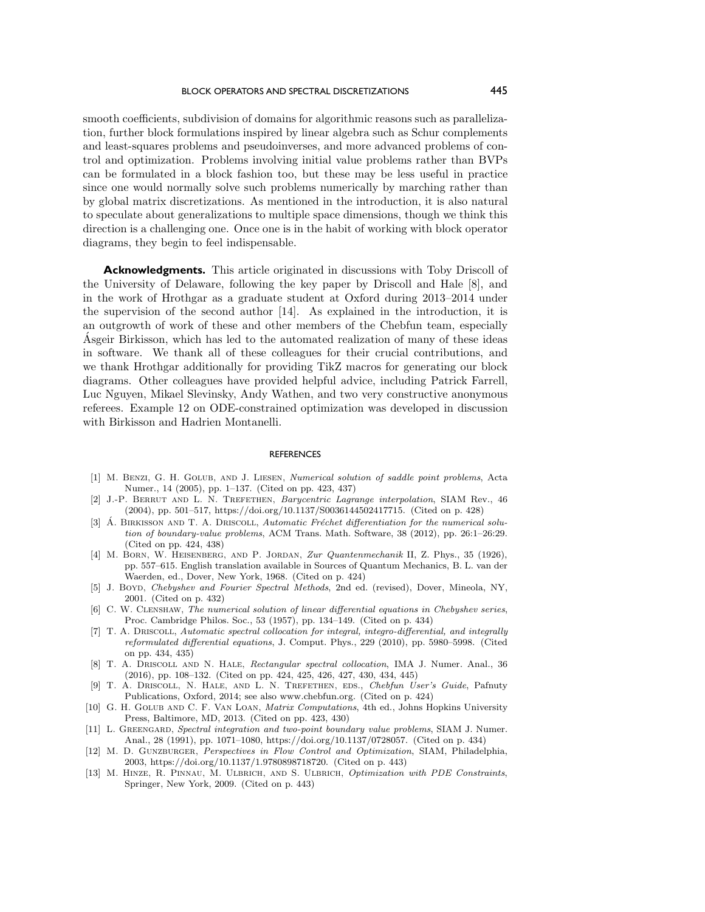smooth coefficients, subdivision of domains for algorithmic reasons such as parallelization, further block formulations inspired by linear algebra such as Schur complements and least-squares problems and pseudoinverses, and more advanced problems of control and optimization. Problems involving initial value problems rather than BVPs can be formulated in a block fashion too, but these may be less useful in practice since one would normally solve such problems numerically by marching rather than by global matrix discretizations. As mentioned in the introduction, it is also natural to speculate about generalizations to multiple space dimensions, though we think this direction is a challenging one. Once one is in the habit of working with block operator diagrams, they begin to feel indispensable.

**Acknowledgments.** This article originated in discussions with Toby Driscoll of the University of Delaware, following the key paper by Driscoll and Hale [8], and in the work of Hrothgar as a graduate student at Oxford during 2013–2014 under the supervision of the second author [14]. As explained in the introduction, it is an outgrowth of work of these and other members of the Chebfun team, especially Ásgeir Birkisson, which has led to the automated realization of many of these ideas in software. We thank all of these colleagues for their crucial contributions, and we thank Hrothgar additionally for providing TikZ macros for generating our block diagrams. Other colleagues have provided helpful advice, including Patrick Farrell, Luc Nguyen, Mikael Slevinsky, Andy Wathen, and two very constructive anonymous referees. Example 12 on ODE-constrained optimization was developed in discussion with Birkisson and Hadrien Montanelli.

## REFERENCES

[1] M. Benzi, G. H. Golub, and J. Liesen, *Numerical solution of saddle point problems*, Acta Numer., 14 (2005), pp. 1–137. (Cited on pp. 423, 437)

[2] J.-P. Berrut and L. N. Trefethen, *Barycentric Lagrange interpolation*, SIAM Rev., 46 (2004), pp. 501–517, https://doi.org/10.1137/S0036144502417715. (Cited on p. 428)

[3] Á. Birkisson and T. A. Driscoll, *Automatic Fréchet differentiation for the numerical solution of boundary-value problems*, ACM Trans. Math. Software, 38 (2012), pp. 26:1–26:29. (Cited on pp. 424, 438)

[4] M. Born, W. Heisenberg, and P. Jordan, *Zur Quantenmechanik* II, Z. Phys., 35 (1926), pp. 557–615. English translation available in Sources of Quantum Mechanics, B. L. van der Waerden, ed., Dover, New York, 1968. (Cited on p. 424)

[5] J. Boyd, *Chebyshev and Fourier Spectral Methods*, 2nd ed. (revised), Dover, Mineola, NY, 2001. (Cited on p. 432)

[6] C. W. Clenshaw, *The numerical solution of linear differential equations in Chebyshev series*, Proc. Cambridge Philos. Soc., 53 (1957), pp. 134–149. (Cited on p. 434)

[7] T. A. Driscoll, *Automatic spectral collocation for integral, integro-differential, and integrally reformulated differential equations*, J. Comput. Phys., 229 (2010), pp. 5980–5998. (Cited on pp. 434, 435)

[8] T. A. Driscoll and N. Hale, *Rectangular spectral collocation*, IMA J. Numer. Anal., 36 (2016), pp. 108–132. (Cited on pp. 424, 425, 426, 427, 430, 434, 445)

[9] T. A. Driscoll, N. Hale, and L. N. Trefethen, eds., *Chebfun User's Guide*, Pafnuty Publications, Oxford, 2014; see also www.chebfun.org. (Cited on p. 424)

[10] G. H. Golub and C. F. Van Loan, *Matrix Computations*, 4th ed., Johns Hopkins University Press, Baltimore, MD, 2013. (Cited on pp. 423, 430)

[11] L. Greengard, *Spectral integration and two-point boundary value problems*, SIAM J. Numer. Anal., 28 (1991), pp. 1071–1080, https://doi.org/10.1137/0728057. (Cited on p. 434)

[12] M. D. Gunzburger, *Perspectives in Flow Control and Optimization*, SIAM, Philadelphia, 2003, https://doi.org/10.1137/1.9780898718720. (Cited on p. 443)

[13] M. Hinze, R. Pinnau, M. Ulbrich, and S. Ulbrich, *Optimization with PDE Constraints*, Springer, New York, 2009. (Cited on p. 443)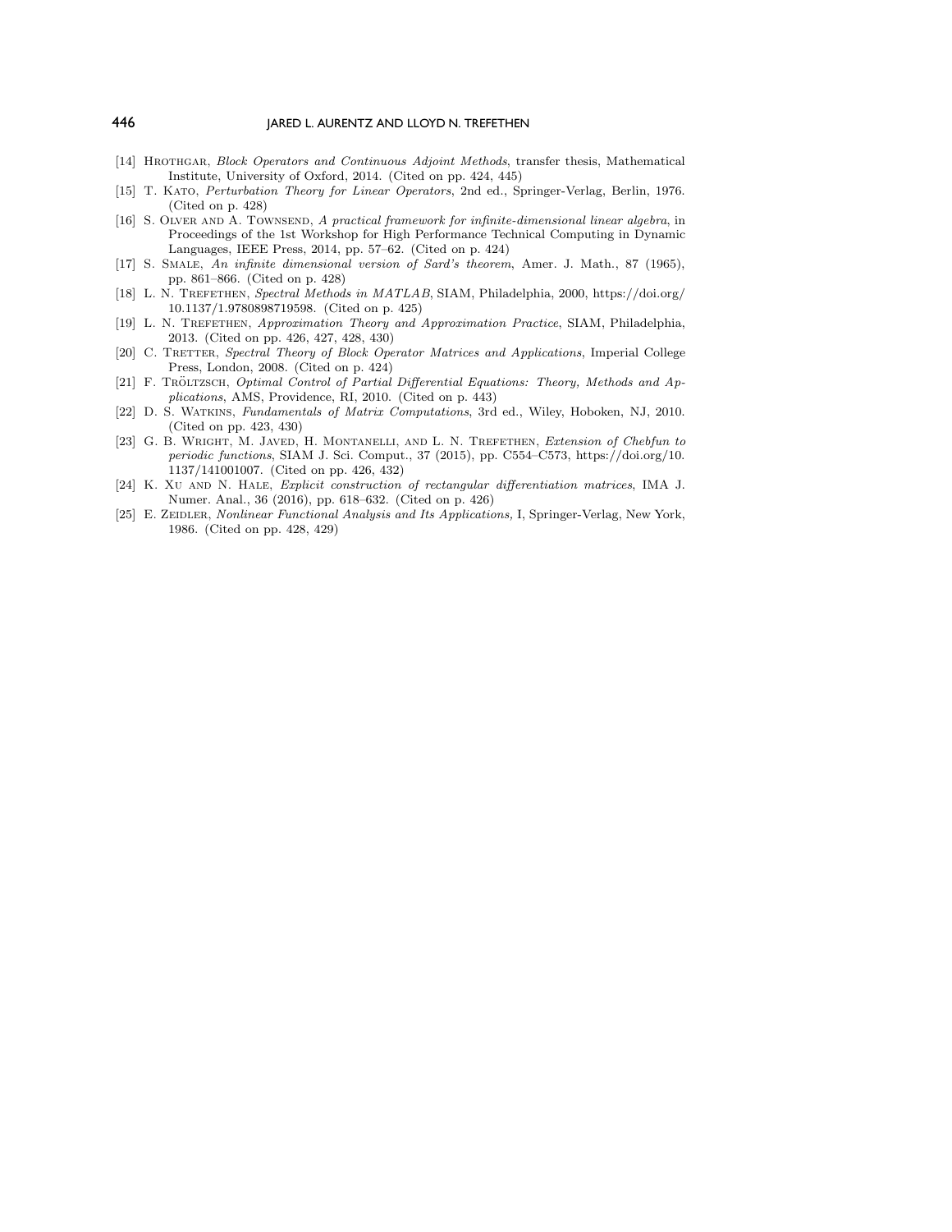[14] Hrothgar, *Block Operators and Continuous Adjoint Methods*, transfer thesis, Mathematical Institute, University of Oxford, 2014. (Cited on pp. 424, 445)

[15] T. Kato, *Perturbation Theory for Linear Operators*, 2nd ed., Springer-Verlag, Berlin, 1976. (Cited on p. 428)

[16] S. Olver and A. Townsend, *A practical framework for infinite-dimensional linear algebra*, in Proceedings of the 1st Workshop for High Performance Technical Computing in Dynamic Languages, IEEE Press, 2014, pp. 57–62. (Cited on p. 424)

[17] S. Smale, *An infinite dimensional version of Sard's theorem*, Amer. J. Math., 87 (1965), pp. 861–866. (Cited on p. 428)

[18] L. N. Trefethen, *Spectral Methods in MATLAB*, SIAM, Philadelphia, 2000, https://doi.org/10.1137/1.9780898719598. (Cited on p. 425)

[19] L. N. Trefethen, *Approximation Theory and Approximation Practice*, SIAM, Philadelphia, 2013. (Cited on pp. 426, 427, 428, 430)

[20] C. Tretter, *Spectral Theory of Block Operator Matrices and Applications*, Imperial College Press, London, 2008. (Cited on p. 424)

[21] F. Tröltzsch, *Optimal Control of Partial Differential Equations: Theory, Methods and Applications*, AMS, Providence, RI, 2010. (Cited on p. 443)

[22] D. S. Watkins, *Fundamentals of Matrix Computations*, 3rd ed., Wiley, Hoboken, NJ, 2010. (Cited on pp. 423, 430)

[23] G. B. Wright, M. Javed, H. Montanelli, and L. N. Trefethen, *Extension of Chebfun to periodic functions*, SIAM J. Sci. Comput., 37 (2015), pp. C554–C573, https://doi.org/10.1137/141001007. (Cited on pp. 426, 432)

[24] K. Xu and N. Hale, *Explicit construction of rectangular differentiation matrices*, IMA J. Numer. Anal., 36 (2016), pp. 618–632. (Cited on p. 426)

[25] E. Zeidler, *Nonlinear Functional Analysis and Its Applications,* I, Springer-Verlag, New York, 1986. (Cited on pp. 428, 429)